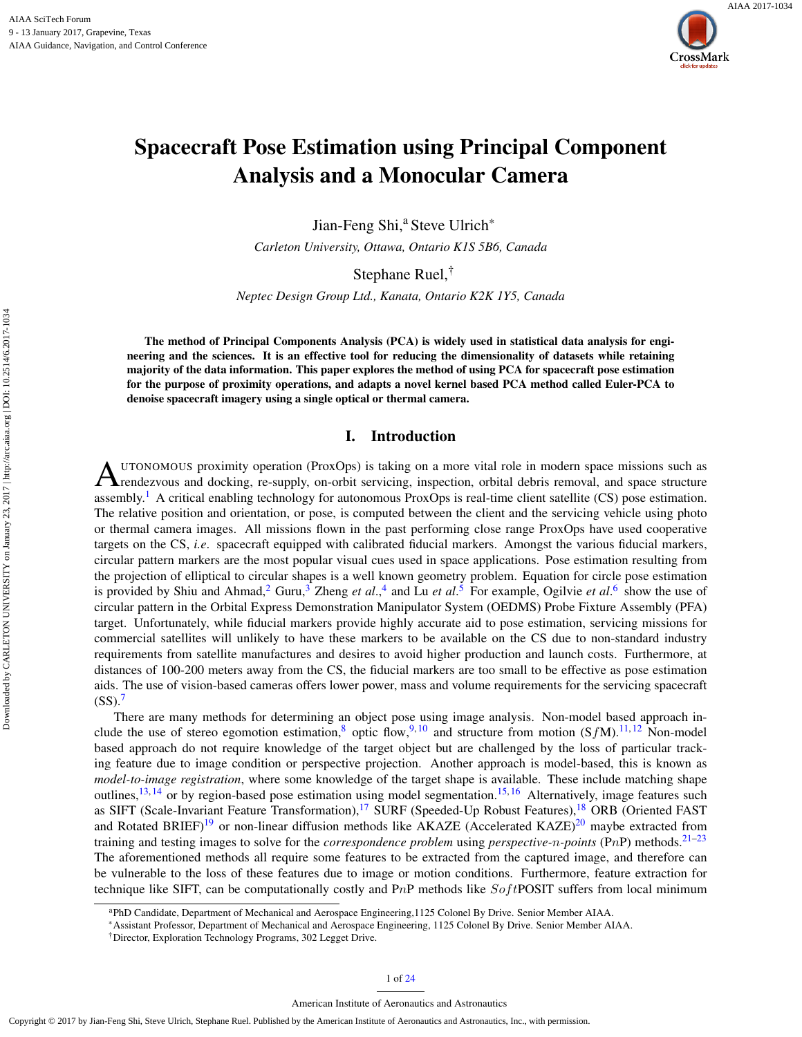# Spacecraft Pose Estimation using Principal Component Analysis and a Monocular Camera

Jian-Feng Shi,[a] Steve Ulrich[*]

*Carleton University, Ottawa, Ontario K1S 5B6, Canada*

Stephane Ruel,[†]

*Neptec Design Group Ltd., Kanata, Ontario K2K 1Y5, Canada*

**The method of Principal Components Analysis (PCA) is widely used in statistical data analysis for engineering and the sciences. It is an effective tool for reducing the dimensionality of datasets while retaining majority of the data information. This paper explores the method of using PCA for spacecraft pose estimation for the purpose of proximity operations, and adapts a novel kernel based PCA method called Euler-PCA to denoise spacecraft imagery using a single optical or thermal camera.**

## I. Introduction

Autonomous proximity operation (ProxOps) is taking on a more vital role in modern space missions such as rendezvous and docking, re-supply, on-orbit servicing, inspection, orbital debris removal, and space structure assembly.[1] A critical enabling technology for autonomous ProxOps is real-time client satellite (CS) pose estimation. The relative position and orientation, or pose, is computed between the client and the servicing vehicle using photo or thermal camera images. All missions flown in the past performing close range ProxOps have used cooperative targets on the CS, *i.e.* spacecraft equipped with calibrated fiducial markers. Amongst the various fiducial markers, circular pattern markers are the most popular visual cues used in space applications. Pose estimation resulting from the projection of elliptical to circular shapes is a well known geometry problem. Equation for circle pose estimation is provided by Shiu and Ahmad,[2] Guru,[3] Zheng *et al*.,[4] and Lu *et al*.[5] For example, Ogilvie *et al*.[6] show the use of circular pattern in the Orbital Express Demonstration Manipulator System (OEDMS) Probe Fixture Assembly (PFA) target. Unfortunately, while fiducial markers provide highly accurate aid to pose estimation, servicing missions for commercial satellites will unlikely to have these markers to be available on the CS due to non-standard industry requirements from satellite manufactures and desires to avoid higher production and launch costs. Furthermore, at distances of 100-200 meters away from the CS, the fiducial markers are too small to be effective as pose estimation aids. The use of vision-based cameras offers lower power, mass and volume requirements for the servicing spacecraft (SS).[7]

There are many methods for determining an object pose using image analysis. Non-model based approach include the use of stereo egomotion estimation,[8] optic flow,[9,10] and structure from motion (S$f$M).[11,12] Non-model based approach do not require knowledge of the target object but are challenged by the loss of particular tracking feature due to image condition or perspective projection. Another approach is model-based, this is known as *model-to-image registration*, where some knowledge of the target shape is available. These include matching shape outlines,[13,14] or by region-based pose estimation using model segmentation.[15,16] Alternatively, image features such as SIFT (Scale-Invariant Feature Transformation),[17] SURF (Speeded-Up Robust Features),[18] ORB (Oriented FAST and Rotated BRIEF)[19] or non-linear diffusion methods like AKAZE (Accelerated KAZE)[20] maybe extracted from training and testing images to solve for the *correspondence problem* using *perspective-n-points* (P$n$P) methods.[21–23] The aforementioned methods all require some features to be extracted from the captured image, and therefore can be vulnerable to the loss of these features due to image or motion conditions. Furthermore, feature extraction for technique like SIFT, can be computationally costly and P$n$P methods like $Soft$POSIT suffers from local minimum

---

[a]PhD Candidate, Department of Mechanical and Aerospace Engineering,1125 Colonel By Drive. Senior Member AIAA.

[*]Assistant Professor, Department of Mechanical and Aerospace Engineering, 1125 Colonel By Drive. Senior Member AIAA.

[†]Director, Exploration Technology Programs, 302 Legget Drive.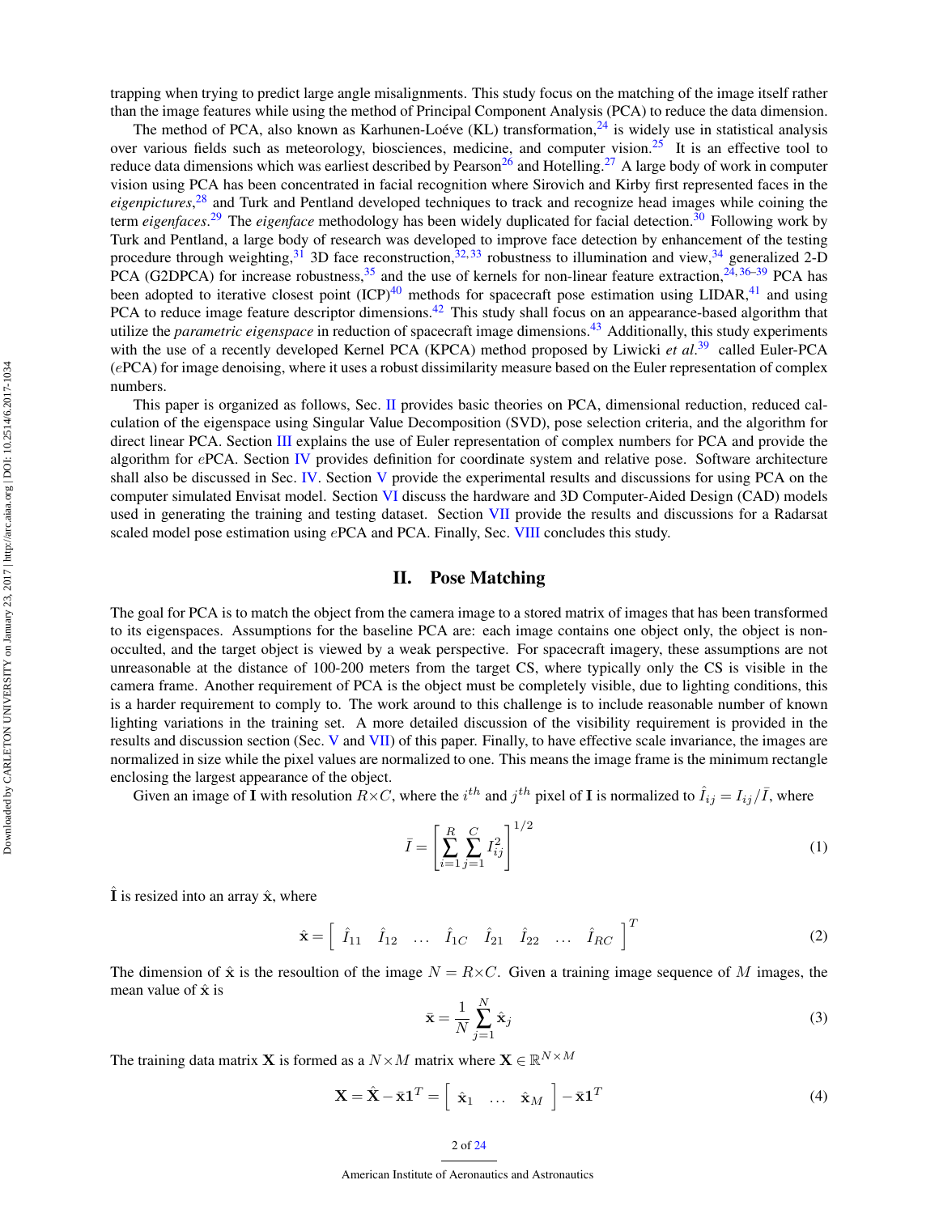trapping when trying to predict large angle misalignments. This study focus on the matching of the image itself rather than the image features while using the method of Principal Component Analysis (PCA) to reduce the data dimension.

The method of PCA, also known as Karhunen-Loéve (KL) transformation,[24] is widely use in statistical analysis over various fields such as meteorology, biosciences, medicine, and computer vision.[25] It is an effective tool to reduce data dimensions which was earliest described by Pearson[26] and Hotelling.[27] A large body of work in computer vision using PCA has been concentrated in facial recognition where Sirovich and Kirby first represented faces in the *eigenpictures*,[28] and Turk and Pentland developed techniques to track and recognize head images while coining the term *eigenfaces*.[29] The *eigenface* methodology has been widely duplicated for facial detection.[30] Following work by Turk and Pentland, a large body of research was developed to improve face detection by enhancement of the testing procedure through weighting,[31] 3D face reconstruction,[32,33] robustness to illumination and view,[34] generalized 2-D PCA (G2DPCA) for increase robustness,[35] and the use of kernels for non-linear feature extraction,[24,36–39] PCA has been adopted to iterative closest point (ICP)[40] methods for spacecraft pose estimation using LIDAR,[41] and using PCA to reduce image feature descriptor dimensions.[42] This study shall focus on an appearance-based algorithm that utilize the *parametric eigenspace* in reduction of spacecraft image dimensions.[43] Additionally, this study experiments with the use of a recently developed Kernel PCA (KPCA) method proposed by Liwicki *et al.*[39] called Euler-PCA (*e*PCA) for image denoising, where it uses a robust dissimilarity measure based on the Euler representation of complex numbers.

This paper is organized as follows, Sec. II provides basic theories on PCA, dimensional reduction, reduced calculation of the eigenspace using Singular Value Decomposition (SVD), pose selection criteria, and the algorithm for direct linear PCA. Section III explains the use of Euler representation of complex numbers for PCA and provide the algorithm for *e*PCA. Section IV provides definition for coordinate system and relative pose. Software architecture shall also be discussed in Sec. IV. Section V provide the experimental results and discussions for using PCA on the computer simulated Envisat model. Section VI discuss the hardware and 3D Computer-Aided Design (CAD) models used in generating the training and testing dataset. Section VII provide the results and discussions for a Radarsat scaled model pose estimation using *e*PCA and PCA. Finally, Sec. VIII concludes this study.

## II. Pose Matching

The goal for PCA is to match the object from the camera image to a stored matrix of images that has been transformed to its eigenspaces. Assumptions for the baseline PCA are: each image contains one object only, the object is non-occulted, and the target object is viewed by a weak perspective. For spacecraft imagery, these assumptions are not unreasonable at the distance of 100-200 meters from the target CS, where typically only the CS is visible in the camera frame. Another requirement of PCA is the object must be completely visible, due to lighting conditions, this is a harder requirement to comply to. The work around to this challenge is to include reasonable number of known lighting variations in the training set. A more detailed discussion of the visibility requirement is provided in the results and discussion section (Sec. V and VII) of this paper. Finally, to have effective scale invariance, the images are normalized in size while the pixel values are normalized to one. This means the image frame is the minimum rectangle enclosing the largest appearance of the object.

Given an image of $\mathbf{I}$ with resolution $R \times C$, where the $i^{th}$ and $j^{th}$ pixel of $\mathbf{I}$ is normalized to $\hat{I}_{ij} = I_{ij}/\bar{I}$, where

$$\bar{I} = \left[ \sum_{i=1}^{R} \sum_{j=1}^{C} I_{ij}^2 \right]^{1/2} \tag{1}$$

$\hat{\mathbf{I}}$ is resized into an array $\hat{\mathbf{x}}$, where

$$\hat{\mathbf{x}} = \left[ \begin{array}{cccccccc} \hat{I}_{11} & \hat{I}_{12} & \dots & \hat{I}_{1C} & \hat{I}_{21} & \hat{I}_{22} & \dots & \hat{I}_{RC} \end{array} \right]^T \tag{2}$$

The dimension of $\hat{\mathbf{x}}$ is the resoultion of the image $N = R \times C$. Given a training image sequence of $M$ images, the mean value of $\hat{\mathbf{x}}$ is

$$\bar{\mathbf{x}} = \frac{1}{N} \sum_{j=1}^{N} \hat{\mathbf{x}}_j \tag{3}$$

The training data matrix $\mathbf{X}$ is formed as a $N \times M$ matrix where $\mathbf{X} \in \mathbb{R}^{N \times M}$

$$\mathbf{X} = \hat{\mathbf{X}} - \bar{\mathbf{x}}\mathbf{1}^T = \left[ \begin{array}{ccc} \hat{\mathbf{x}}_1 & \dots & \hat{\mathbf{x}}_M \end{array} \right] - \bar{\mathbf{x}}\mathbf{1}^T \tag{4}$$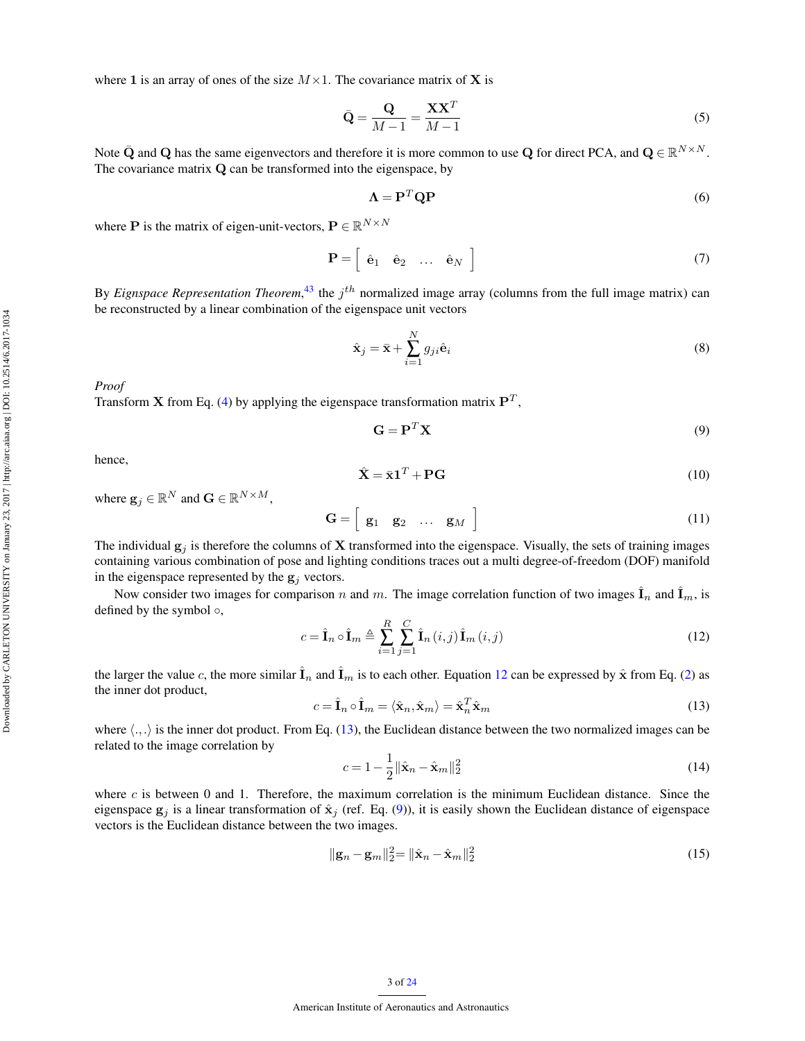where $\mathbf{1}$ is an array of ones of the size $M \times 1$. The covariance matrix of $\mathbf{X}$ is

$$\bar{\mathbf{Q}} = \frac{\mathbf{Q}}{M-1} = \frac{\mathbf{X}\mathbf{X}^T}{M-1} \tag{5}$$

Note $\bar{\mathbf{Q}}$ and $\mathbf{Q}$ has the same eigenvectors and therefore it is more common to use $\mathbf{Q}$ for direct PCA, and $\mathbf{Q} \in \mathbb{R}^{N \times N}$. The covariance matrix $\mathbf{Q}$ can be transformed into the eigenspace, by

$$\mathbf{\Lambda} = \mathbf{P}^T \mathbf{Q} \mathbf{P} \tag{6}$$

where $\mathbf{P}$ is the matrix of eigen-unit-vectors, $\mathbf{P} \in \mathbb{R}^{N \times N}$

$$\mathbf{P} = \begin{bmatrix} \hat{\mathbf{e}}_1 & \hat{\mathbf{e}}_2 & \dots & \hat{\mathbf{e}}_N \end{bmatrix} \tag{7}$$

By *Eignspace Representation Theorem*,[43] the $j^{th}$ normalized image array (columns from the full image matrix) can be reconstructed by a linear combination of the eigenspace unit vectors

$$\hat{\mathbf{x}}_j = \bar{\mathbf{x}} + \sum_{i=1}^{N} g_{ji} \hat{\mathbf{e}}_i \tag{8}$$

*Proof*
Transform $\mathbf{X}$ from Eq. (4) by applying the eigenspace transformation matrix $\mathbf{P}^T$,

$$\mathbf{G} = \mathbf{P}^T \mathbf{X} \tag{9}$$

hence,

$$\hat{\mathbf{X}} = \bar{\mathbf{x}} \mathbf{1}^T + \mathbf{P}\mathbf{G} \tag{10}$$

where $\mathbf{g}_j \in \mathbb{R}^N$ and $\mathbf{G} \in \mathbb{R}^{N \times M}$,

$$\mathbf{G} = \begin{bmatrix} \mathbf{g}_1 & \mathbf{g}_2 & \dots & \mathbf{g}_M \end{bmatrix} \tag{11}$$

The individual $\mathbf{g}_j$ is therefore the columns of $\mathbf{X}$ transformed into the eigenspace. Visually, the sets of training images containing various combination of pose and lighting conditions traces out a multi degree-of-freedom (DOF) manifold in the eigenspace represented by the $\mathbf{g}_j$ vectors.

Now consider two images for comparison $n$ and $m$. The image correlation function of two images $\hat{\mathbf{I}}_n$ and $\hat{\mathbf{I}}_m$, is defined by the symbol $\circ$,

$$c = \hat{\mathbf{I}}_n \circ \hat{\mathbf{I}}_m \triangleq \sum_{i=1}^{R} \sum_{j=1}^{C} \hat{\mathbf{I}}_n(i,j) \hat{\mathbf{I}}_m(i,j) \tag{12}$$

the larger the value $c$, the more similar $\hat{\mathbf{I}}_n$ and $\hat{\mathbf{I}}_m$ is to each other. Equation 12 can be expressed by $\hat{\mathbf{x}}$ from Eq. (2) as the inner dot product,

$$c = \hat{\mathbf{I}}_n \circ \hat{\mathbf{I}}_m = \langle \hat{\mathbf{x}}_n, \hat{\mathbf{x}}_m \rangle = \hat{\mathbf{x}}_n^T \hat{\mathbf{x}}_m \tag{13}$$

where $\langle .,. \rangle$ is the inner dot product. From Eq. (13), the Euclidean distance between the two normalized images can be related to the image correlation by

$$c = 1 - \frac{1}{2} \|\hat{\mathbf{x}}_n - \hat{\mathbf{x}}_m\|_2^2 \tag{14}$$

where $c$ is between 0 and 1. Therefore, the maximum correlation is the minimum Euclidean distance. Since the eigenspace $\mathbf{g}_j$ is a linear transformation of $\hat{\mathbf{x}}_j$ (ref. Eq. (9)), it is easily shown the Euclidean distance of eigenspace vectors is the Euclidean distance between the two images.

$$\|\mathbf{g}_n - \mathbf{g}_m\|_2^2 = \|\hat{\mathbf{x}}_n - \hat{\mathbf{x}}_m\|_2^2 \tag{15}$$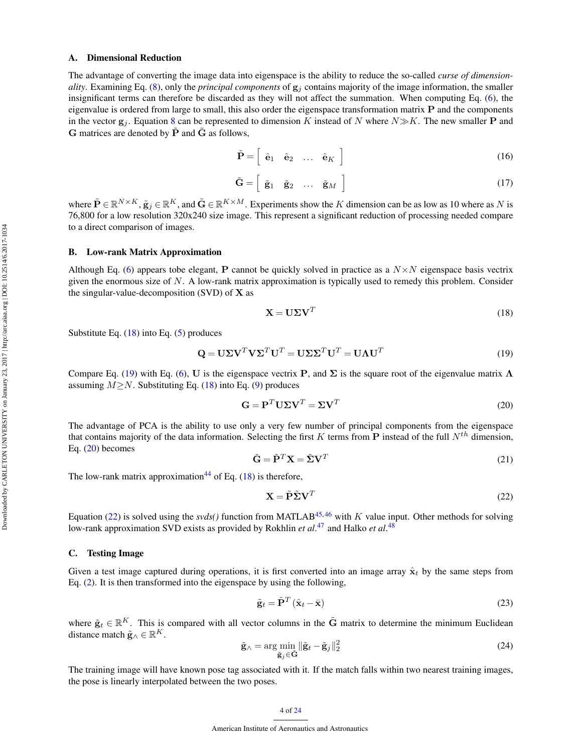### A. Dimensional Reduction

The advantage of converting the image data into eigenspace is the ability to reduce the so-called *curse of dimensionality*. Examining Eq. (8), only the *principal components* of $\mathbf{g}_j$ contains majority of the image information, the smaller insignificant terms can therefore be discarded as they will not affect the summation. When computing Eq. (6), the eigenvalue is ordered from large to small, this also order the eigenspace transformation matrix $\mathbf{P}$ and the components in the vector $\mathbf{g}_j$. Equation 8 can be represented to dimension $K$ instead of $N$ where $N \gg K$. The new smaller $\mathbf{P}$ and $\mathbf{G}$ matrices are denoted by $\tilde{\mathbf{P}}$ and $\tilde{\mathbf{G}}$ as follows,

$$\tilde{\mathbf{P}} = \begin{bmatrix} \hat{\mathbf{e}}_1 & \hat{\mathbf{e}}_2 & \dots & \hat{\mathbf{e}}_K \end{bmatrix} \tag{16}$$

$$\tilde{\mathbf{G}} = \begin{bmatrix} \tilde{\mathbf{g}}_1 & \tilde{\mathbf{g}}_2 & \dots & \tilde{\mathbf{g}}_M \end{bmatrix} \tag{17}$$

where $\tilde{\mathbf{P}} \in \mathbb{R}^{N \times K}$, $\tilde{\mathbf{g}}_j \in \mathbb{R}^K$, and $\tilde{\mathbf{G}} \in \mathbb{R}^{K \times M}$. Experiments show the $K$ dimension can be as low as 10 where as $N$ is 76,800 for a low resolution 320x240 size image. This represent a significant reduction of processing needed compare to a direct comparison of images.

### B. Low-rank Matrix Approximation

Although Eq. (6) appears tobe elegant, $\mathbf{P}$ cannot be quickly solved in practice as a $N \times N$ eigenspace basis vectrix given the enormous size of $N$. A low-rank matrix approximation is typically used to remedy this problem. Consider the singular-value-decomposition (SVD) of $\mathbf{X}$ as

$$\mathbf{X} = \mathbf{U}\mathbf{\Sigma}\mathbf{V}^T \tag{18}$$

Substitute Eq. (18) into Eq. (5) produces

$$\mathbf{Q} = \mathbf{U}\mathbf{\Sigma}\mathbf{V}^T\mathbf{V}\mathbf{\Sigma}^T\mathbf{U}^T = \mathbf{U}\mathbf{\Sigma}\mathbf{\Sigma}^T\mathbf{U}^T = \mathbf{U}\mathbf{\Lambda}\mathbf{U}^T \tag{19}$$

Compare Eq. (19) with Eq. (6), $\mathbf{U}$ is the eigenspace vectrix $\mathbf{P}$, and $\mathbf{\Sigma}$ is the square root of the eigenvalue matrix $\mathbf{\Lambda}$ assuming $M \geq N$. Substituting Eq. (18) into Eq. (9) produces

$$\mathbf{G} = \mathbf{P}^T\mathbf{U}\mathbf{\Sigma}\mathbf{V}^T = \mathbf{\Sigma}\mathbf{V}^T \tag{20}$$

The advantage of PCA is the ability to use only a very few number of principal components from the eigenspace that contains majority of the data information. Selecting the first $K$ terms from $\mathbf{P}$ instead of the full $N^{th}$ dimension, Eq. (20) becomes

$$\tilde{\mathbf{G}} = \tilde{\mathbf{P}}^T\mathbf{X} = \tilde{\mathbf{\Sigma}}\mathbf{V}^T \tag{21}$$

The low-rank matrix approximation[44] of Eq. (18) is therefore,

$$\mathbf{X} = \tilde{\mathbf{P}}\tilde{\mathbf{\Sigma}}\mathbf{V}^T \tag{22}$$

Equation (22) is solved using the *svds()* function from MATLAB[45,46] with $K$ value input. Other methods for solving low-rank approximation SVD exists as provided by Rokhlin *et al.*[47] and Halko *et al.*[48]

### C. Testing Image

Given a test image captured during operations, it is first converted into an image array $\hat{\mathbf{x}}_t$ by the same steps from Eq. (2). It is then transformed into the eigenspace by using the following,

$$\tilde{\mathbf{g}}_t = \tilde{\mathbf{P}}^T(\hat{\mathbf{x}}_t - \bar{\mathbf{x}}) \tag{23}$$

where $\tilde{\mathbf{g}}_t \in \mathbb{R}^K$. This is compared with all vector columns in the $\tilde{\mathbf{G}}$ matrix to determine the minimum Euclidean distance match $\tilde{\mathbf{g}}_\wedge \in \mathbb{R}^K$.

$$\tilde{\mathbf{g}}_\wedge = \arg\min_{\tilde{\mathbf{g}}_j \in \tilde{\mathbf{G}}} \|\tilde{\mathbf{g}}_t - \tilde{\mathbf{g}}_j\|_2^2 \tag{24}$$

The training image will have known pose tag associated with it. If the match falls within two nearest training images, the pose is linearly interpolated between the two poses.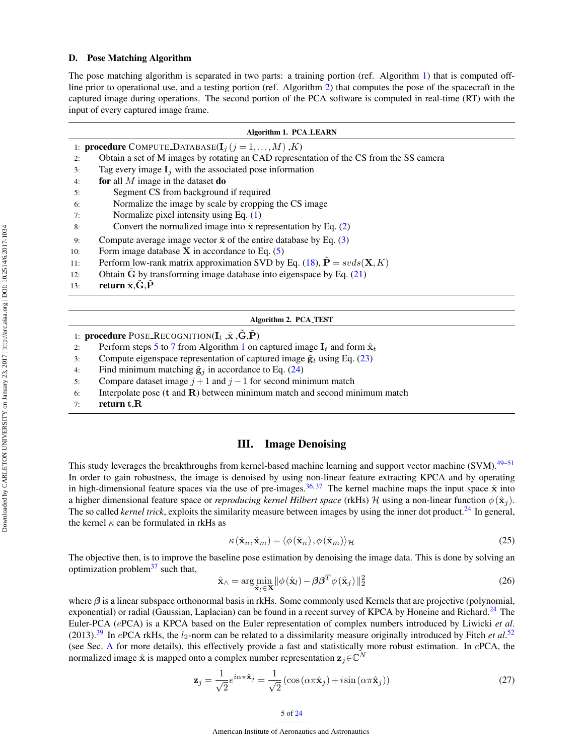### D. Pose Matching Algorithm

The pose matching algorithm is separated in two parts: a training portion (ref. Algorithm 1) that is computed off-line prior to operational use, and a testing portion (ref. Algorithm 2) that computes the pose of the spacecraft in the captured image during operations. The second portion of the PCA software is computed in real-time (RT) with the input of every captured image frame.

**Algorithm 1. PCA_LEARN**

```
1:  procedure COMPUTE_DATABASE(I_j (j = 1,...,M), K)
2:      Obtain a set of M images by rotating an CAD representation of the CS from the SS camera
3:      Tag every image I_j with the associated pose information
4:      for all M image in the dataset do
5:          Segment CS from background if required
6:          Normalize the image by scale by cropping the CS image
7:          Normalize pixel intensity using Eq. (1)
8:          Convert the normalized image into x̂ representation by Eq. (2)
9:      Compute average image vector x̄ of the entire database by Eq. (3)
10:     Form image database X in accordance to Eq. (5)
11:     Perform low-rank matrix approximation SVD by Eq. (18), P̃ = svds(X, K)
12:     Obtain G̃ by transforming image database into eigenspace by Eq. (21)
13:     return x̄, G̃, P̃
```

**Algorithm 2. PCA_TEST**

```
1:  procedure POSE_RECOGNITION(I_t, x̄, G̃, P̃)
2:      Perform steps 5 to 7 from Algorithm 1 on captured image I_t and form x̂_t
3:      Compute eigenspace representation of captured image g̃_t using Eq. (23)
4:      Find minimum matching g̃_j in accordance to Eq. (24)
5:      Compare dataset image j+1 and j−1 for second minimum match
6:      Interpolate pose (t and R) between minimum match and second minimum match
7:      return t, R
```

## III. Image Denoising

This study leverages the breakthroughs from kernel-based machine learning and support vector machine (SVM).[49–51] In order to gain robustness, the image is denoised by using non-linear feature extracting KPCA and by operating in high-dimensional feature spaces via the use of pre-images.[36,37] The kernel machine maps the input space $\hat{\mathbf{x}}$ into a higher dimensional feature space or *reproducing kernel Hilbert space* (rkHs) $\mathcal{H}$ using a non-linear function $\phi(\hat{\mathbf{x}}_j)$. The so called *kernel trick*, exploits the similarity measure between images by using the inner dot product.[24] In general, the kernel $\kappa$ can be formulated in rkHs as

$$\kappa(\hat{\mathbf{x}}_n, \hat{\mathbf{x}}_m) = \langle \phi(\hat{\mathbf{x}}_n), \phi(\hat{\mathbf{x}}_m) \rangle_{\mathcal{H}} \tag{25}$$

The objective then, is to improve the baseline pose estimation by denoising the image data. This is done by solving an optimization problem[37] such that,

$$\hat{\mathbf{x}}_{\wedge} = \arg\min_{\hat{\mathbf{x}}_l \in \mathbf{X}} \|\phi(\hat{\mathbf{x}}_l) - \boldsymbol{\beta}\boldsymbol{\beta}^T \phi(\hat{\mathbf{x}}_j)\|_2^2 \tag{26}$$

where $\boldsymbol{\beta}$ is a linear subspace orthonormal basis in rkHs. Some commonly used Kernels that are projective (polynomial, exponential) or radial (Gaussian, Laplacian) can be found in a recent survey of KPCA by Honeine and Richard.[24] The Euler-PCA ($e$PCA) is a KPCA based on the Euler representation of complex numbers introduced by Liwicki *et al.* (2013).[39] In $e$PCA rkHs, the $l_2$-norm can be related to a dissimilarity measure originally introduced by Fitch *et al.*[52] (see Sec. A for more details), this effectively provide a fast and statistically more robust estimation. In $e$PCA, the normalized image $\hat{\mathbf{x}}$ is mapped onto a complex number representation $\mathbf{z}_j \in \mathbb{C}^N$

$$\mathbf{z}_j = \frac{1}{\sqrt{2}} e^{i\alpha\pi\hat{\mathbf{x}}_j} = \frac{1}{\sqrt{2}} \left(\cos(\alpha\pi\hat{\mathbf{x}}_j) + i\sin(\alpha\pi\hat{\mathbf{x}}_j)\right) \tag{27}$$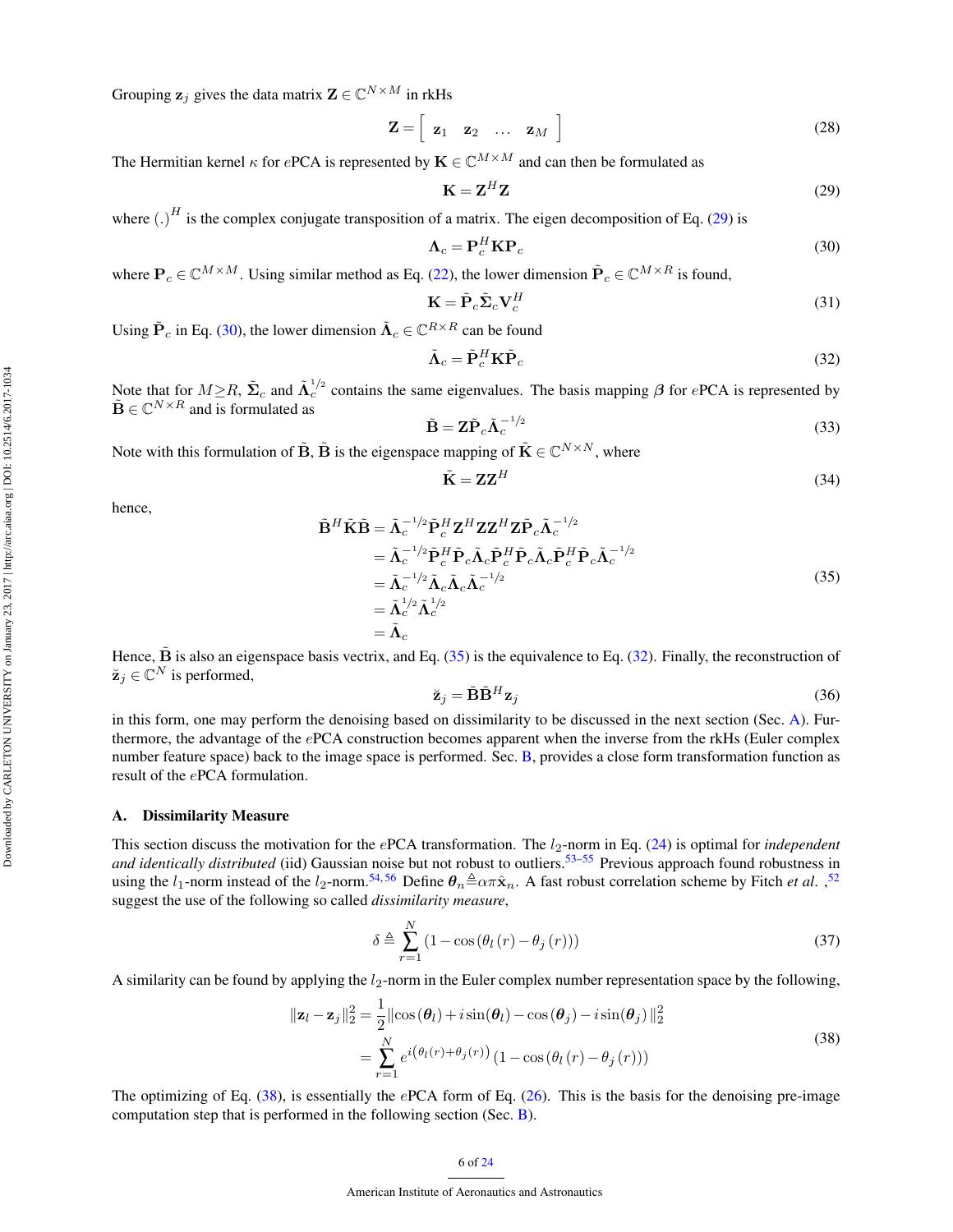Grouping $\mathbf{z}_j$ gives the data matrix $\mathbf{Z} \in \mathbb{C}^{N\times M}$ in rkHs

$$\mathbf{Z} = \left[\begin{array}{cccc} \mathbf{z}_1 & \mathbf{z}_2 & \dots & \mathbf{z}_M \end{array}\right] \tag{28}$$

The Hermitian kernel $\kappa$ for $e$PCA is represented by $\mathbf{K} \in \mathbb{C}^{M\times M}$ and can then be formulated as

$$\mathbf{K} = \mathbf{Z}^H \mathbf{Z} \tag{29}$$

where $(.)^H$ is the complex conjugate transposition of a matrix. The eigen decomposition of Eq. (29) is

$$\boldsymbol{\Lambda}_c = \mathbf{P}_c^H \mathbf{K} \mathbf{P}_c \tag{30}$$

where $\mathbf{P}_c \in \mathbb{C}^{M\times M}$. Using similar method as Eq. (22), the lower dimension $\tilde{\mathbf{P}}_c \in \mathbb{C}^{M\times R}$ is found,

$$\mathbf{K} = \tilde{\mathbf{P}}_c \tilde{\boldsymbol{\Sigma}}_c \mathbf{V}_c^H \tag{31}$$

Using $\tilde{\mathbf{P}}_c$ in Eq. (30), the lower dimension $\tilde{\boldsymbol{\Lambda}}_c \in \mathbb{C}^{R\times R}$ can be found

$$\tilde{\boldsymbol{\Lambda}}_c = \tilde{\mathbf{P}}_c^H \mathbf{K} \tilde{\mathbf{P}}_c \tag{32}$$

Note that for $M \geq R$, $\tilde{\boldsymbol{\Sigma}}_c$ and $\tilde{\boldsymbol{\Lambda}}_c^{1/2}$ contains the same eigenvalues. The basis mapping $\boldsymbol{\beta}$ for $e$PCA is represented by $\tilde{\mathbf{B}} \in \mathbb{C}^{N\times R}$ and is formulated as

$$\tilde{\mathbf{B}} = \mathbf{Z}\tilde{\mathbf{P}}_c \tilde{\boldsymbol{\Lambda}}_c^{-1/2} \tag{33}$$

Note with this formulation of $\tilde{\mathbf{B}}$, $\tilde{\mathbf{B}}$ is the eigenspace mapping of $\tilde{\mathbf{K}} \in \mathbb{C}^{N\times N}$, where

$$\tilde{\mathbf{K}} = \mathbf{Z}\mathbf{Z}^H \tag{34}$$

hence,

$$\begin{aligned}
\tilde{\mathbf{B}}^H \tilde{\mathbf{K}} \tilde{\mathbf{B}} &= \tilde{\boldsymbol{\Lambda}}_c^{-1/2} \tilde{\mathbf{P}}_c^H \mathbf{Z}^H \mathbf{Z}\mathbf{Z}^H \mathbf{Z} \tilde{\mathbf{P}}_c \tilde{\boldsymbol{\Lambda}}_c^{-1/2} \\
&= \tilde{\boldsymbol{\Lambda}}_c^{-1/2} \tilde{\mathbf{P}}_c^H \tilde{\mathbf{P}}_c \tilde{\boldsymbol{\Lambda}}_c \tilde{\mathbf{P}}_c^H \tilde{\mathbf{P}}_c \tilde{\boldsymbol{\Lambda}}_c \tilde{\mathbf{P}}_c^H \tilde{\mathbf{P}}_c \tilde{\boldsymbol{\Lambda}}_c^{-1/2} \\
&= \tilde{\boldsymbol{\Lambda}}_c^{-1/2} \tilde{\boldsymbol{\Lambda}}_c \tilde{\boldsymbol{\Lambda}}_c \tilde{\boldsymbol{\Lambda}}_c^{-1/2} \\
&= \tilde{\boldsymbol{\Lambda}}_c^{1/2} \tilde{\boldsymbol{\Lambda}}_c^{1/2} \\
&= \tilde{\boldsymbol{\Lambda}}_c
\end{aligned} \tag{35}$$

Hence, $\tilde{\mathbf{B}}$ is also an eigenspace basis vectrix, and Eq. (35) is the equivalence to Eq. (32). Finally, the reconstruction of $\breve{\mathbf{z}}_j \in \mathbb{C}^N$ is performed,

$$\breve{\mathbf{z}}_j = \tilde{\mathbf{B}}\tilde{\mathbf{B}}^H \mathbf{z}_j \tag{36}$$

in this form, one may perform the denoising based on dissimilarity to be discussed in the next section (Sec. A). Furthermore, the advantage of the $e$PCA construction becomes apparent when the inverse from the rkHs (Euler complex number feature space) back to the image space is performed. Sec. B, provides a close form transformation function as result of the $e$PCA formulation.

## A. Dissimilarity Measure

This section discuss the motivation for the $e$PCA transformation. The $l_2$-norm in Eq. (24) is optimal for *independent and identically distributed* (iid) Gaussian noise but not robust to outliers.[53–55] Previous approach found robustness in using the $l_1$-norm instead of the $l_2$-norm.[54,56] Define $\boldsymbol{\theta}_n \triangleq \alpha\pi\hat{\mathbf{x}}_n$. A fast robust correlation scheme by Fitch *et al.* ,[52] suggest the use of the following so called *dissimilarity measure*,

$$\delta \triangleq \sum_{r=1}^{N} \left(1 - \cos\left(\theta_l\left(r\right) - \theta_j\left(r\right)\right)\right) \tag{37}$$

A similarity can be found by applying the $l_2$-norm in the Euler complex number representation space by the following,

$$\begin{aligned}
\|\mathbf{z}_l - \mathbf{z}_j\|_2^2 &= \frac{1}{2}\|\cos\left(\boldsymbol{\theta}_l\right) + i\sin(\boldsymbol{\theta}_l) - \cos\left(\boldsymbol{\theta}_j\right) - i\sin(\boldsymbol{\theta}_j)\|_2^2 \\
&= \sum_{r=1}^{N} e^{i\left(\theta_l(r) + \theta_j(r)\right)} \left(1 - \cos\left(\theta_l\left(r\right) - \theta_j\left(r\right)\right)\right)
\end{aligned} \tag{38}$$

The optimizing of Eq. (38), is essentially the $e$PCA form of Eq. (26). This is the basis for the denoising pre-image computation step that is performed in the following section (Sec. B).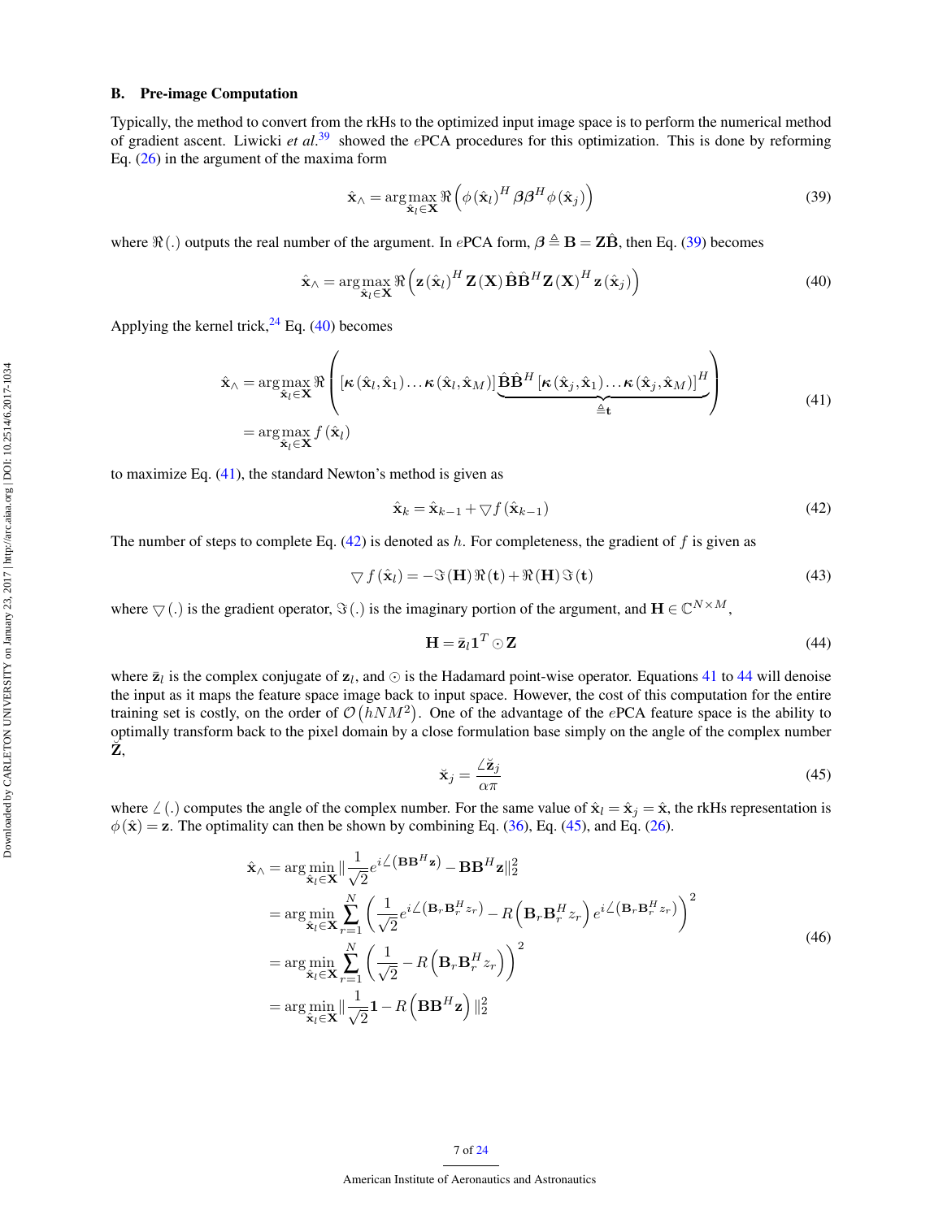### B. Pre-image Computation

Typically, the method to convert from the rkHs to the optimized input image space is to perform the numerical method of gradient ascent. Liwicki *et al.*[39] showed the $e$PCA procedures for this optimization. This is done by reforming Eq. (26) in the argument of the maxima form

$$
\hat{\mathbf{x}}_{\wedge} = \arg\max_{\hat{\mathbf{x}}_l \in \mathbf{X}} \Re\left(\phi\left(\hat{\mathbf{x}}_l\right)^H \boldsymbol{\beta}\boldsymbol{\beta}^H \phi\left(\hat{\mathbf{x}}_j\right)\right) \tag{39}
$$

where $\Re(.)$ outputs the real number of the argument. In $e$PCA form, $\boldsymbol{\beta} \triangleq \mathbf{B} = \mathbf{Z}\hat{\mathbf{B}}$, then Eq. (39) becomes

$$
\hat{\mathbf{x}}_{\wedge} = \arg\max_{\hat{\mathbf{x}}_l \in \mathbf{X}} \Re\left(\mathbf{z}\left(\hat{\mathbf{x}}_l\right)^H \mathbf{Z}\left(\mathbf{X}\right)\hat{\mathbf{B}}\hat{\mathbf{B}}^H \mathbf{Z}\left(\mathbf{X}\right)^H \mathbf{z}\left(\hat{\mathbf{x}}_j\right)\right) \tag{40}
$$

Applying the kernel trick,[24] Eq. (40) becomes

$$
\begin{aligned}
\hat{\mathbf{x}}_{\wedge} &= \arg\max_{\hat{\mathbf{x}}_l \in \mathbf{X}} \Re\left(\left[\boldsymbol{\kappa}\left(\hat{\mathbf{x}}_l, \hat{\mathbf{x}}_1\right)\ldots\boldsymbol{\kappa}\left(\hat{\mathbf{x}}_l, \hat{\mathbf{x}}_M\right)\right]\underbrace{\hat{\mathbf{B}}\hat{\mathbf{B}}^H\left[\boldsymbol{\kappa}\left(\hat{\mathbf{x}}_j, \hat{\mathbf{x}}_1\right)\ldots\boldsymbol{\kappa}\left(\hat{\mathbf{x}}_j, \hat{\mathbf{x}}_M\right)\right]^H}_{\triangleq \mathbf{t}}\right) \\
&= \arg\max_{\hat{\mathbf{x}}_l \in \mathbf{X}} f\left(\hat{\mathbf{x}}_l\right)
\end{aligned} \tag{41}
$$

to maximize Eq. (41), the standard Newton's method is given as

$$
\hat{\mathbf{x}}_k = \hat{\mathbf{x}}_{k-1} + \triangledown f\left(\hat{\mathbf{x}}_{k-1}\right) \tag{42}
$$

The number of steps to complete Eq. (42) is denoted as $h$. For completeness, the gradient of $f$ is given as

$$
\triangledown f\left(\hat{\mathbf{x}}_l\right) = -\Im\left(\mathbf{H}\right)\Re\left(\mathbf{t}\right) + \Re\left(\mathbf{H}\right)\Im\left(\mathbf{t}\right) \tag{43}
$$

where $\triangledown(.)$ is the gradient operator, $\Im(.)$ is the imaginary portion of the argument, and $\mathbf{H} \in \mathbb{C}^{N \times M}$,

$$
\mathbf{H} = \bar{\mathbf{z}}_l \mathbf{1}^T \odot \mathbf{Z} \tag{44}
$$

where $\bar{\mathbf{z}}_l$ is the complex conjugate of $\mathbf{z}_l$, and $\odot$ is the Hadamard point-wise operator. Equations 41 to 44 will denoise the input as it maps the feature space image back to input space. However, the cost of this computation for the entire training set is costly, on the order of $\mathcal{O}\left(hNM^2\right)$. One of the advantage of the $e$PCA feature space is the ability to optimally transform back to the pixel domain by a close formulation base simply on the angle of the complex number $\breve{\mathbf{Z}}$,

$$
\breve{\mathbf{x}}_j = \frac{\angle \breve{\mathbf{z}}_j}{\alpha\pi} \tag{45}
$$

where $\angle(.)$ computes the angle of the complex number. For the same value of $\hat{\mathbf{x}}_l = \hat{\mathbf{x}}_j = \hat{\mathbf{x}}$, the rkHs representation is $\phi\left(\hat{\mathbf{x}}\right) = \mathbf{z}$. The optimality can then be shown by combining Eq. (36), Eq. (45), and Eq. (26).

$$
\begin{aligned}
\hat{\mathbf{x}}_{\wedge} &= \arg\min_{\hat{\mathbf{x}}_l \in \mathbf{X}} \left\| \frac{1}{\sqrt{2}} e^{i\angle\left(\mathbf{B}\mathbf{B}^H\mathbf{z}\right)} - \mathbf{B}\mathbf{B}^H\mathbf{z} \right\|_2^2 \\
&= \arg\min_{\hat{\mathbf{x}}_l \in \mathbf{X}} \sum_{r=1}^{N} \left(\frac{1}{\sqrt{2}} e^{i\angle\left(\mathbf{B}_r\mathbf{B}_r^H z_r\right)} - R\left(\mathbf{B}_r\mathbf{B}_r^H z_r\right) e^{i\angle\left(\mathbf{B}_r\mathbf{B}_r^H z_r\right)}\right)^2 \\
&= \arg\min_{\hat{\mathbf{x}}_l \in \mathbf{X}} \sum_{r=1}^{N} \left(\frac{1}{\sqrt{2}} - R\left(\mathbf{B}_r\mathbf{B}_r^H z_r\right)\right)^2 \\
&= \arg\min_{\hat{\mathbf{x}}_l \in \mathbf{X}} \left\| \frac{1}{\sqrt{2}}\mathbf{1} - R\left(\mathbf{B}\mathbf{B}^H\mathbf{z}\right) \right\|_2^2
\end{aligned} \tag{46}
$$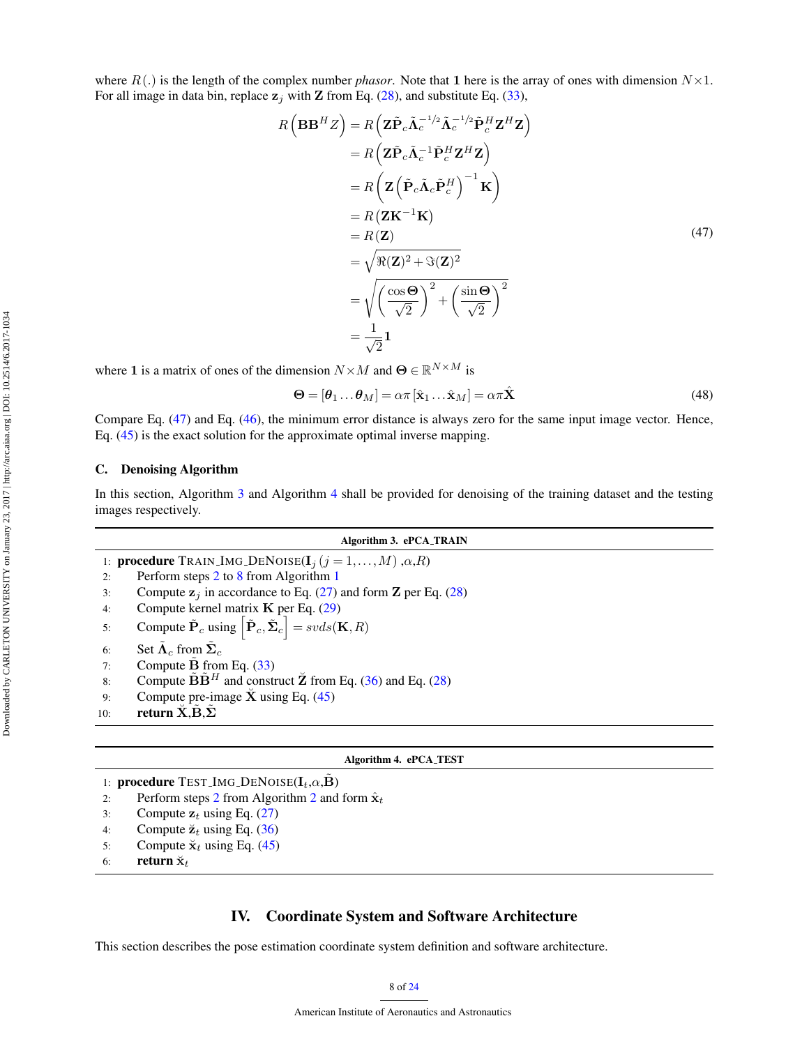where $R(.)$ is the length of the complex number *phasor*. Note that $\mathbf{1}$ here is the array of ones with dimension $N \times 1$. For all image in data bin, replace $\mathbf{z}_j$ with $\mathbf{Z}$ from Eq. (28), and substitute Eq. (33),

$$
\begin{aligned}
R\left(\mathbf{B}\mathbf{B}^H Z\right) &= R\left(\mathbf{Z}\tilde{\mathbf{P}}_c\tilde{\mathbf{\Lambda}}_c^{-1/2}\tilde{\mathbf{\Lambda}}_c^{-1/2}\tilde{\mathbf{P}}_c^H\mathbf{Z}^H\mathbf{Z}\right) \\
&= R\left(\mathbf{Z}\tilde{\mathbf{P}}_c\tilde{\mathbf{\Lambda}}_c^{-1}\tilde{\mathbf{P}}_c^H\mathbf{Z}^H\mathbf{Z}\right) \\
&= R\left(\mathbf{Z}\left(\tilde{\mathbf{P}}_c\tilde{\mathbf{\Lambda}}_c\tilde{\mathbf{P}}_c^H\right)^{-1}\mathbf{K}\right) \\
&= R\left(\mathbf{Z}\mathbf{K}^{-1}\mathbf{K}\right) \\
&= R\left(\mathbf{Z}\right) \\
&= \sqrt{\Re(\mathbf{Z})^2 + \Im(\mathbf{Z})^2} \\
&= \sqrt{\left(\frac{\cos\mathbf{\Theta}}{\sqrt{2}}\right)^2 + \left(\frac{\sin\mathbf{\Theta}}{\sqrt{2}}\right)^2} \\
&= \frac{1}{\sqrt{2}}\mathbf{1}
\end{aligned}
\tag{47}
$$

where $\mathbf{1}$ is a matrix of ones of the dimension $N \times M$ and $\mathbf{\Theta} \in \mathbb{R}^{N \times M}$ is

$$
\mathbf{\Theta} = [\boldsymbol{\theta}_1 \ldots \boldsymbol{\theta}_M] = \alpha\pi\left[\hat{\mathbf{x}}_1 \ldots \hat{\mathbf{x}}_M\right] = \alpha\pi\hat{\mathbf{X}} \tag{48}
$$

Compare Eq. (47) and Eq. (46), the minimum error distance is always zero for the same input image vector. Hence, Eq. (45) is the exact solution for the approximate optimal inverse mapping.

### C. Denoising Algorithm

In this section, Algorithm 3 and Algorithm 4 shall be provided for denoising of the training dataset and the testing images respectively.

**Algorithm 3. ePCA_TRAIN**

1: **procedure** TRAIN_IMG_DENOISE($\mathbf{I}_j\,(j = 1, \ldots, M)$ ,$\alpha$,$R$)
2: Perform steps 2 to 8 from Algorithm 1
3: Compute $\mathbf{z}_j$ in accordance to Eq. (27) and form $\mathbf{Z}$ per Eq. (28)
4: Compute kernel matrix $\mathbf{K}$ per Eq. (29)
5: Compute $\tilde{\mathbf{P}}_c$ using $\left[\tilde{\mathbf{P}}_c, \tilde{\mathbf{\Sigma}}_c\right] = svds(\mathbf{K}, R)$
6: Set $\tilde{\mathbf{\Lambda}}_c$ from $\tilde{\mathbf{\Sigma}}_c$
7: Compute $\tilde{\mathbf{B}}$ from Eq. (33)
8: Compute $\tilde{\mathbf{B}}\tilde{\mathbf{B}}^H$ and construct $\breve{\mathbf{Z}}$ from Eq. (36) and Eq. (28)
9: Compute pre-image $\breve{\mathbf{X}}$ using Eq. (45)
10: **return** $\breve{\mathbf{X}}$,$\tilde{\mathbf{B}}$,$\tilde{\mathbf{\Sigma}}$

**Algorithm 4. ePCA_TEST**

1: **procedure** TEST_IMG_DENOISE($\mathbf{I}_t$,$\alpha$,$\tilde{\mathbf{B}}$)
2: Perform steps 2 from Algorithm 2 and form $\hat{\mathbf{x}}_t$
3: Compute $\mathbf{z}_t$ using Eq. (27)
4: Compute $\breve{\mathbf{z}}_t$ using Eq. (36)
5: Compute $\breve{\mathbf{x}}_t$ using Eq. (45)
6: **return** $\breve{\mathbf{x}}_t$

## IV. Coordinate System and Software Architecture

This section describes the pose estimation coordinate system definition and software architecture.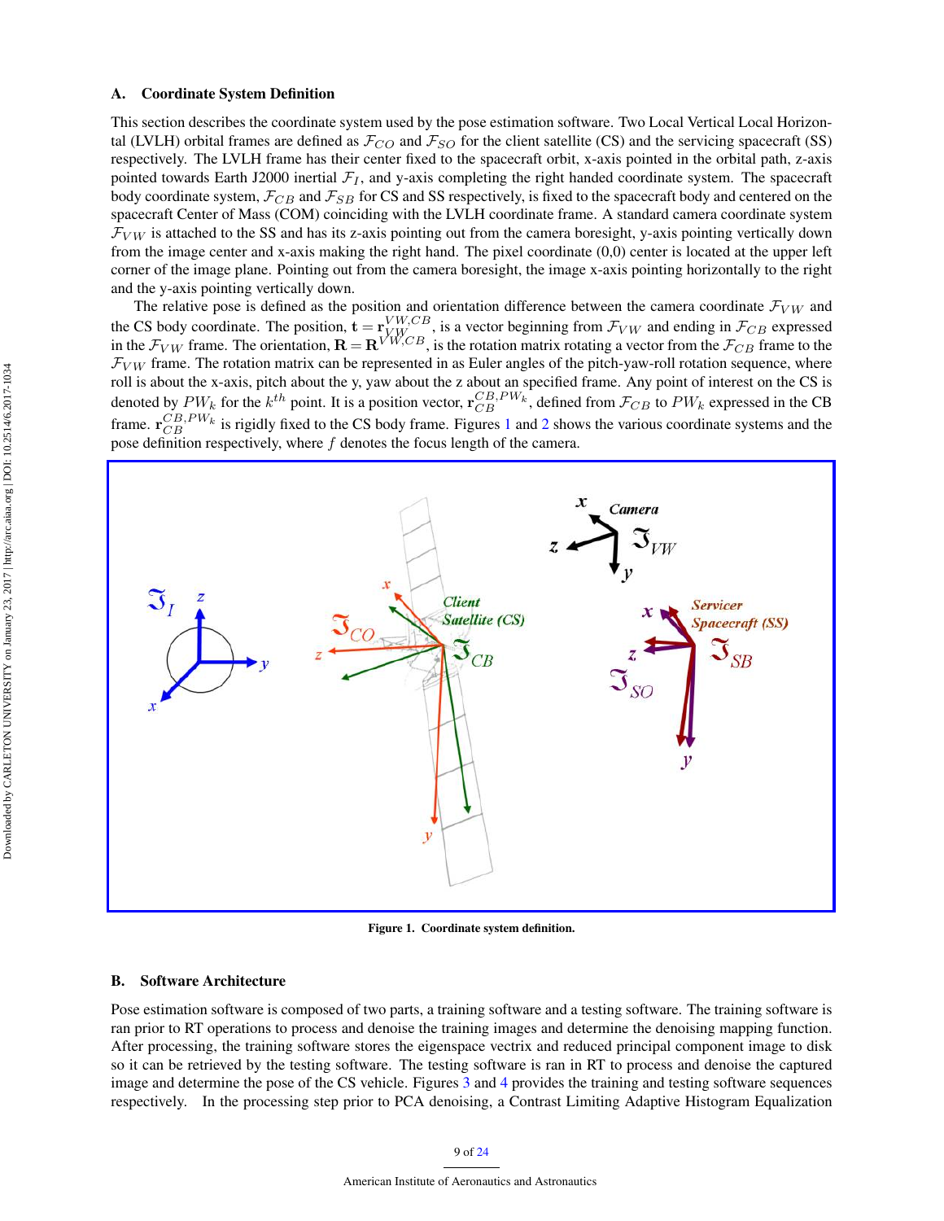### A. Coordinate System Definition

This section describes the coordinate system used by the pose estimation software. Two Local Vertical Local Horizontal (LVLH) orbital frames are defined as $\mathcal{F}_{CO}$ and $\mathcal{F}_{SO}$ for the client satellite (CS) and the servicing spacecraft (SS) respectively. The LVLH frame has their center fixed to the spacecraft orbit, x-axis pointed in the orbital path, z-axis pointed towards Earth J2000 inertial $\mathcal{F}_I$, and y-axis completing the right handed coordinate system. The spacecraft body coordinate system, $\mathcal{F}_{CB}$ and $\mathcal{F}_{SB}$ for CS and SS respectively, is fixed to the spacecraft body and centered on the spacecraft Center of Mass (COM) coinciding with the LVLH coordinate frame. A standard camera coordinate system $\mathcal{F}_{VW}$ is attached to the SS and has its z-axis pointing out from the camera boresight, y-axis pointing vertically down from the image center and x-axis making the right hand. The pixel coordinate (0,0) center is located at the upper left corner of the image plane. Pointing out from the camera boresight, the image x-axis pointing horizontally to the right and the y-axis pointing vertically down.

The relative pose is defined as the position and orientation difference between the camera coordinate $\mathcal{F}_{VW}$ and the CS body coordinate. The position, $\mathbf{t} = \mathbf{r}_{VW}^{VW,CB}$, is a vector beginning from $\mathcal{F}_{VW}$ and ending in $\mathcal{F}_{CB}$ expressed in the $\mathcal{F}_{VW}$ frame. The orientation, $\mathbf{R} = \mathbf{R}^{VW,CB}$, is the rotation matrix rotating a vector from the $\mathcal{F}_{CB}$ frame to the $\mathcal{F}_{VW}$ frame. The rotation matrix can be represented in as Euler angles of the pitch-yaw-roll rotation sequence, where roll is about the x-axis, pitch about the y, yaw about the z about an specified frame. Any point of interest on the CS is denoted by $PW_k$ for the $k^{th}$ point. It is a position vector, $\mathbf{r}_{CB}^{CB,PW_k}$, defined from $\mathcal{F}_{CB}$ to $PW_k$ expressed in the CB frame. $\mathbf{r}_{CB}^{CB,PW_k}$ is rigidly fixed to the CS body frame. Figures 1 and 2 shows the various coordinate systems and the pose definition respectively, where $f$ denotes the focus length of the camera.

**Figure 1. Coordinate system definition.**

### B. Software Architecture

Pose estimation software is composed of two parts, a training software and a testing software. The training software is ran prior to RT operations to process and denoise the training images and determine the denoising mapping function. After processing, the training software stores the eigenspace vectrix and reduced principal component image to disk so it can be retrieved by the testing software. The testing software is ran in RT to process and denoise the captured image and determine the pose of the CS vehicle. Figures 3 and 4 provides the training and testing software sequences respectively. In the processing step prior to PCA denoising, a Contrast Limiting Adaptive Histogram Equalization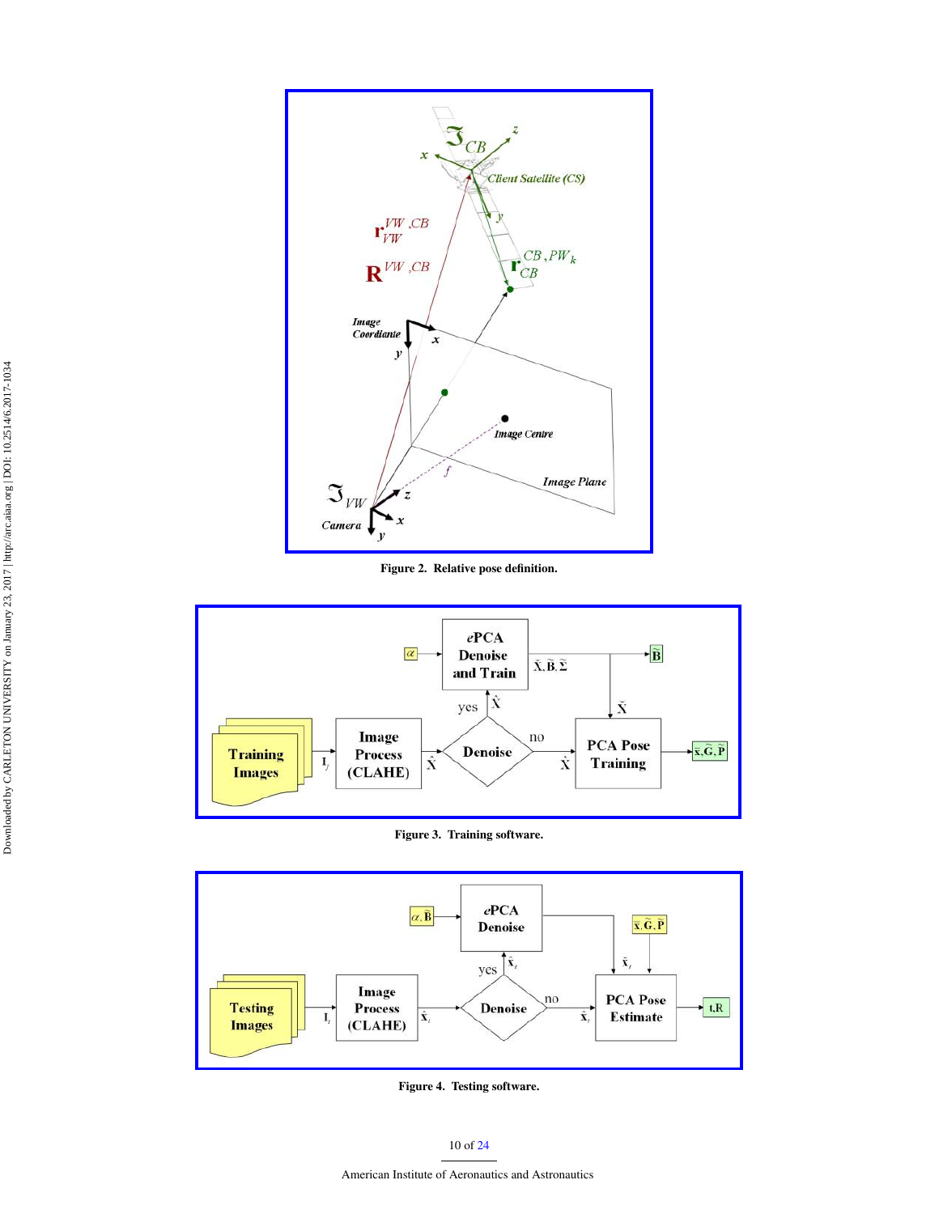Figure 2. Relative pose definition.

Figure 3. Training software.

Figure 4. Testing software.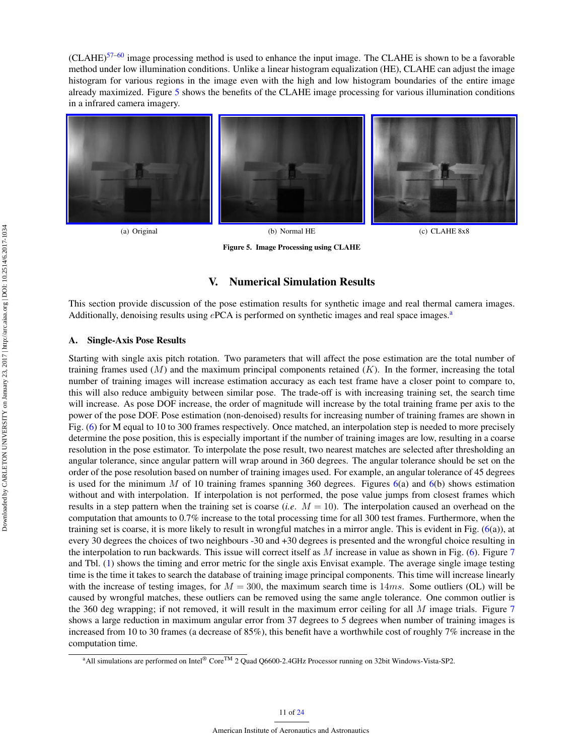(CLAHE)[57–60] image processing method is used to enhance the input image. The CLAHE is shown to be a favorable method under low illumination conditions. Unlike a linear histogram equalization (HE), CLAHE can adjust the image histogram for various regions in the image even with the high and low histogram boundaries of the entire image already maximized. Figure 5 shows the benefits of the CLAHE image processing for various illumination conditions in a infrared camera imagery.

(a) Original

(b) Normal HE

(c) CLAHE 8x8

**Figure 5. Image Processing using CLAHE**

# V. Numerical Simulation Results

This section provide discussion of the pose estimation results for synthetic image and real thermal camera images. Additionally, denoising results using $e$PCA is performed on synthetic images and real space images.[a]

## A. Single-Axis Pose Results

Starting with single axis pitch rotation. Two parameters that will affect the pose estimation are the total number of training frames used ($M$) and the maximum principal components retained ($K$). In the former, increasing the total number of training images will increase estimation accuracy as each test frame have a closer point to compare to, this will also reduce ambiguity between similar pose. The trade-off is with increasing training set, the search time will increase. As pose DOF increase, the order of magnitude will increase by the total training frame per axis to the power of the pose DOF. Pose estimation (non-denoised) results for increasing number of training frames are shown in Fig. (6) for M equal to 10 to 300 frames respectively. Once matched, an interpolation step is needed to more precisely determine the pose position, this is especially important if the number of training images are low, resulting in a coarse resolution in the pose estimator. To interpolate the pose result, two nearest matches are selected after thresholding an angular tolerance, since angular pattern will wrap around in 360 degrees. The angular tolerance should be set on the order of the pose resolution based on number of training images used. For example, an angular tolerance of 45 degrees is used for the minimum $M$ of 10 training frames spanning 360 degrees. Figures 6(a) and 6(b) shows estimation without and with interpolation. If interpolation is not performed, the pose value jumps from closest frames which results in a step pattern when the training set is coarse (*i.e.* $M = 10$). The interpolation caused an overhead on the computation that amounts to 0.7% increase to the total processing time for all 300 test frames. Furthermore, when the training set is coarse, it is more likely to result in wrongful matches in a mirror angle. This is evident in Fig. (6(a)), at every 30 degrees the choices of two neighbours -30 and +30 degrees is presented and the wrongful choice resulting in the interpolation to run backwards. This issue will correct itself as $M$ increase in value as shown in Fig. (6). Figure 7 and Tbl. (1) shows the timing and error metric for the single axis Envisat example. The average single image testing time is the time it takes to search the database of training image principal components. This time will increase linearly with the increase of testing images, for $M = 300$, the maximum search time is $14ms$. Some outliers (OL) will be caused by wrongful matches, these outliers can be removed using the same angle tolerance. One common outlier is the 360 deg wrapping; if not removed, it will result in the maximum error ceiling for all $M$ image trials. Figure 7 shows a large reduction in maximum angular error from 37 degrees to 5 degrees when number of training images is increased from 10 to 30 frames (a decrease of 85%), this benefit have a worthwhile cost of roughly 7% increase in the computation time.

[a] All simulations are performed on Intel® Core™ 2 Quad Q6600-2.4GHz Processor running on 32bit Windows-Vista-SP2.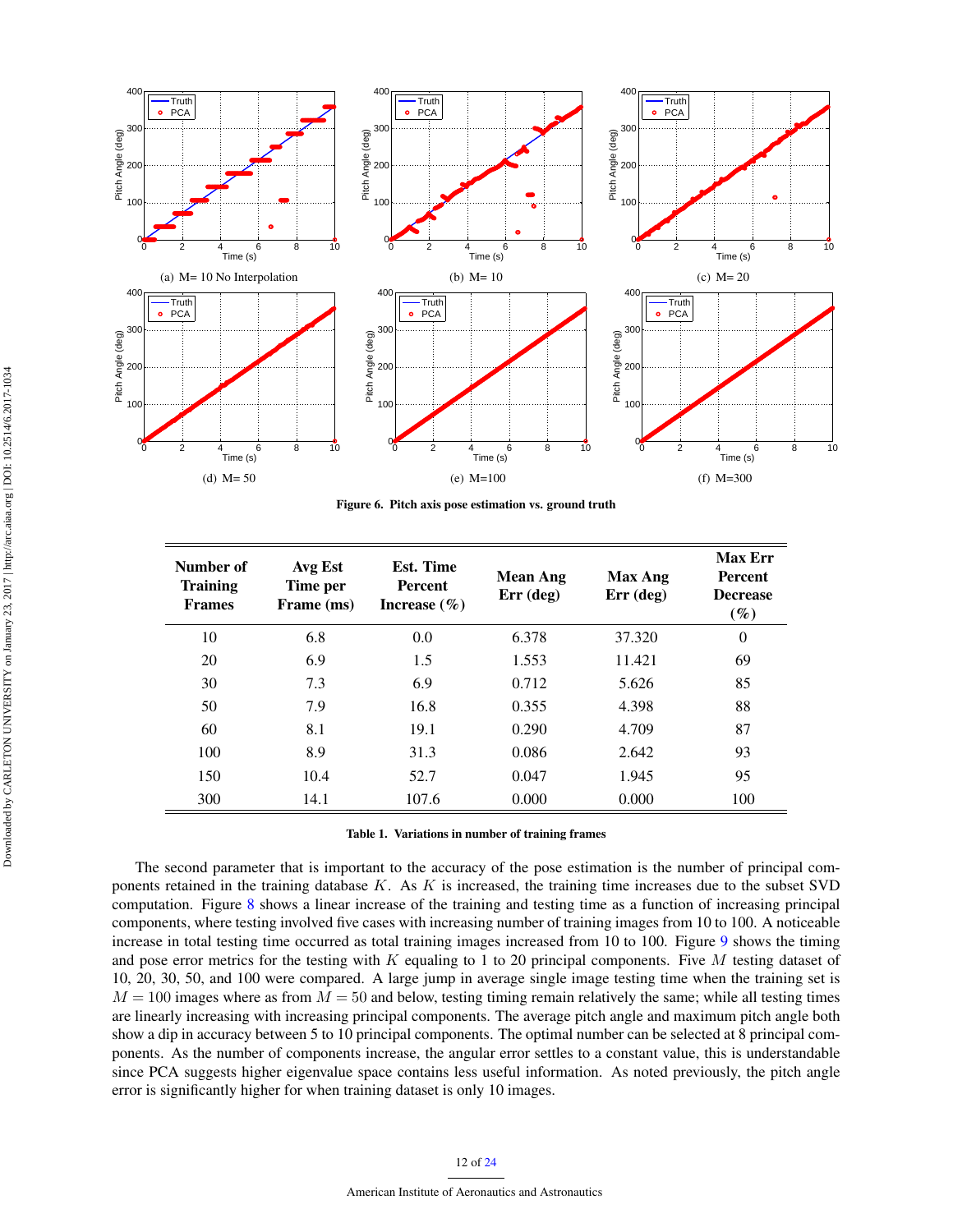(a) M= 10 No Interpolation

(b) M= 10

(c) M= 20

(d) M= 50

(e) M=100

(f) M=300

**Figure 6. Pitch axis pose estimation vs. ground truth**

| Number of Training Frames | Avg Est Time per Frame (ms) | Est. Time Percent Increase (%) | Mean Ang Err (deg) | Max Ang Err (deg) | Max Err Percent Decrease (%) |
|---|---|---|---|---|---|
| 10 | 6.8 | 0.0 | 6.378 | 37.320 | 0 |
| 20 | 6.9 | 1.5 | 1.553 | 11.421 | 69 |
| 30 | 7.3 | 6.9 | 0.712 | 5.626 | 85 |
| 50 | 7.9 | 16.8 | 0.355 | 4.398 | 88 |
| 60 | 8.1 | 19.1 | 0.290 | 4.709 | 87 |
| 100 | 8.9 | 31.3 | 0.086 | 2.642 | 93 |
| 150 | 10.4 | 52.7 | 0.047 | 1.945 | 95 |
| 300 | 14.1 | 107.6 | 0.000 | 0.000 | 100 |

**Table 1. Variations in number of training frames**

The second parameter that is important to the accuracy of the pose estimation is the number of principal components retained in the training database $K$. As $K$ is increased, the training time increases due to the subset SVD computation. Figure 8 shows a linear increase of the training and testing time as a function of increasing principal components, where testing involved five cases with increasing number of training images from 10 to 100. A noticeable increase in total testing time occurred as total training images increased from 10 to 100. Figure 9 shows the timing and pose error metrics for the testing with $K$ equaling to 1 to 20 principal components. Five $M$ testing dataset of 10, 20, 30, 50, and 100 were compared. A large jump in average single image testing time when the training set is $M = 100$ images where as from $M = 50$ and below, testing timing remain relatively the same; while all testing times are linearly increasing with increasing principal components. The average pitch angle and maximum pitch angle both show a dip in accuracy between 5 to 10 principal components. The optimal number can be selected at 8 principal components. As the number of components increase, the angular error settles to a constant value, this is understandable since PCA suggests higher eigenvalue space contains less useful information. As noted previously, the pitch angle error is significantly higher for when training dataset is only 10 images.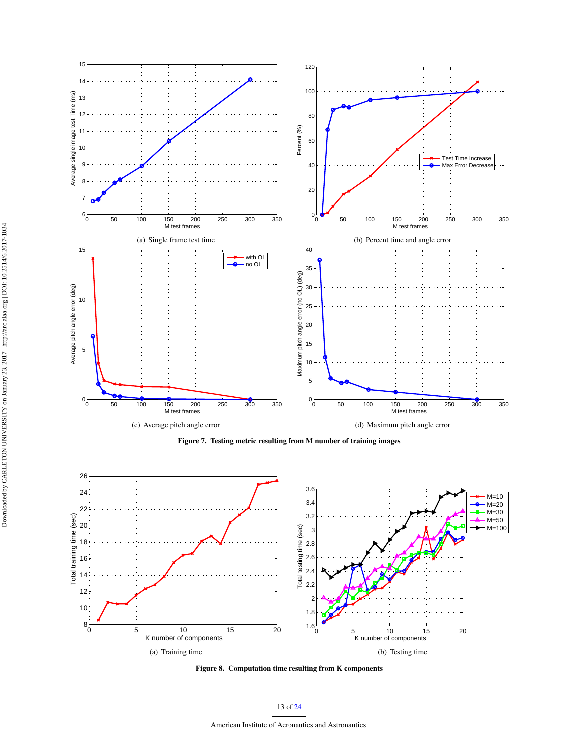(a) Single frame test time

(b) Percent time and angle error

(c) Average pitch angle error

(d) Maximum pitch angle error

**Figure 7. Testing metric resulting from M number of training images**

(a) Training time

(b) Testing time

**Figure 8. Computation time resulting from K components**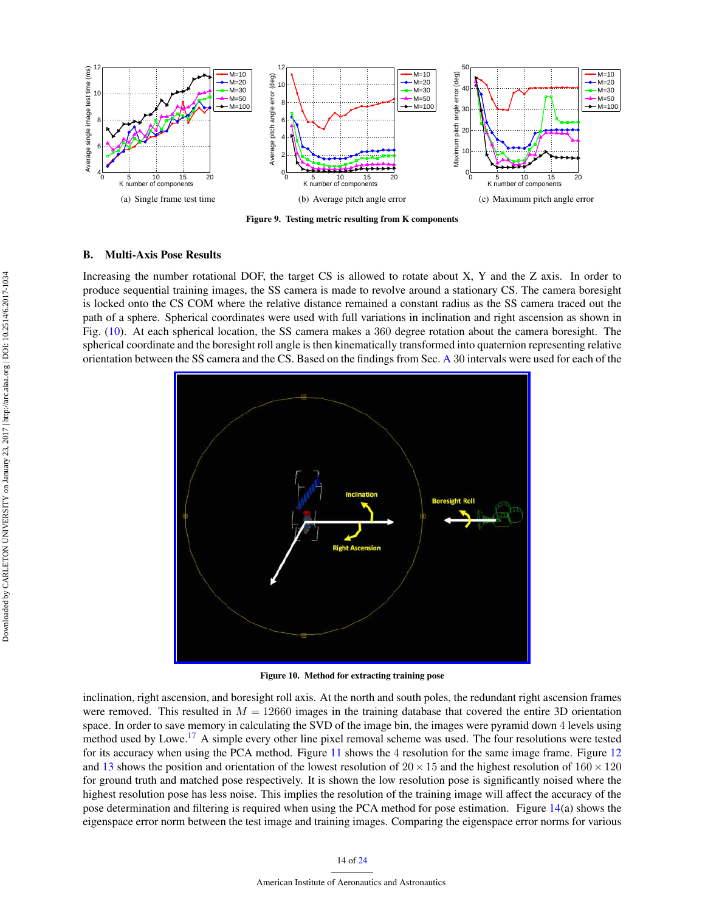(a) Single frame test time

(b) Average pitch angle error

(c) Maximum pitch angle error

**Figure 9. Testing metric resulting from K components**

## B. Multi-Axis Pose Results

Increasing the number rotational DOF, the target CS is allowed to rotate about X, Y and the Z axis. In order to produce sequential training images, the SS camera is made to revolve around a stationary CS. The camera boresight is locked onto the CS COM where the relative distance remained a constant radius as the SS camera traced out the path of a sphere. Spherical coordinates were used with full variations in inclination and right ascension as shown in Fig. (10). At each spherical location, the SS camera makes a 360 degree rotation about the camera boresight. The spherical coordinate and the boresight roll angle is then kinematically transformed into quaternion representing relative orientation between the SS camera and the CS. Based on the findings from Sec. A 30 intervals were used for each of the inclination, right ascension, and boresight roll axis. At the north and south poles, the redundant right ascension frames were removed. This resulted in $M = 12660$ images in the training database that covered the entire 3D orientation space. In order to save memory in calculating the SVD of the image bin, the images were pyramid down 4 levels using method used by Lowe.[17] A simple every other line pixel removal scheme was used. The four resolutions were tested for its accuracy when using the PCA method. Figure 11 shows the 4 resolution for the same image frame. Figure 12 and 13 shows the position and orientation of the lowest resolution of $20 \times 15$ and the highest resolution of $160 \times 120$ for ground truth and matched pose respectively. It is shown the low resolution pose is significantly noised where the highest resolution pose has less noise. This implies the resolution of the training image will affect the accuracy of the pose determination and filtering is required when using the PCA method for pose estimation. Figure 14(a) shows the eigenspace error norm between the test image and training images. Comparing the eigenspace error norms for various

**Figure 10. Method for extracting training pose**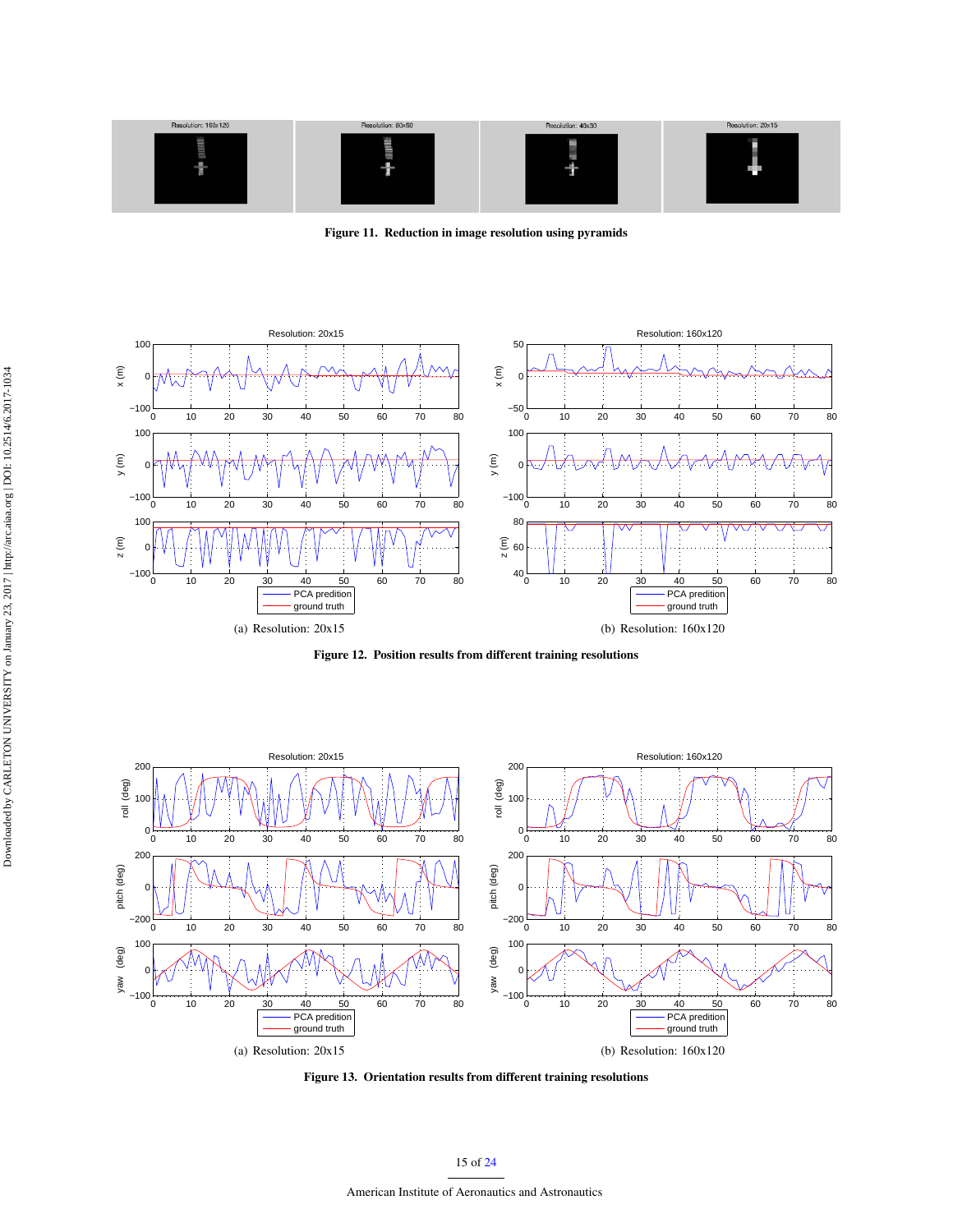Figure 11. Reduction in image resolution using pyramids

(a) Resolution: 20x15

(b) Resolution: 160x120

Figure 12. Position results from different training resolutions

(a) Resolution: 20x15

(b) Resolution: 160x120

Figure 13. Orientation results from different training resolutions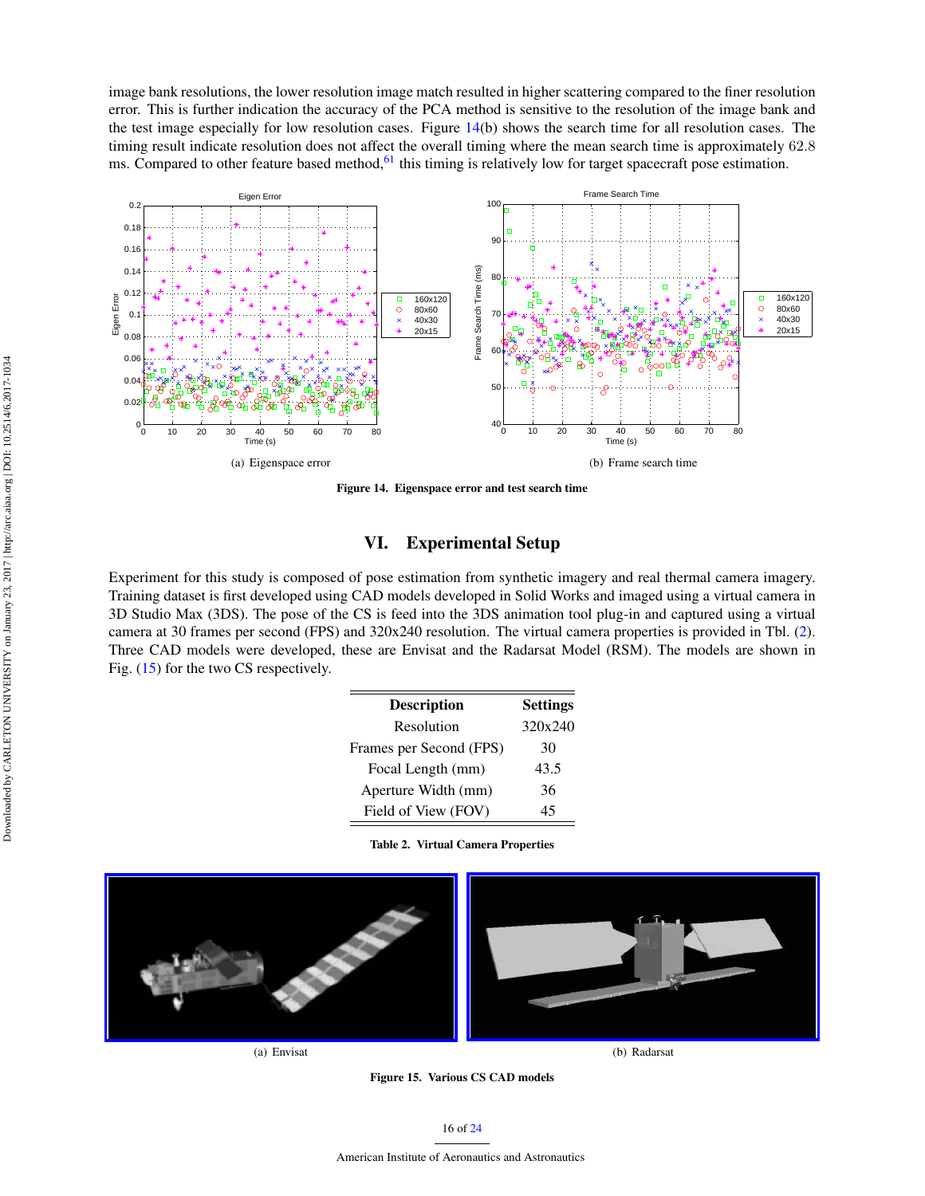image bank resolutions, the lower resolution image match resulted in higher scattering compared to the finer resolution error. This is further indication the accuracy of the PCA method is sensitive to the resolution of the image bank and the test image especially for low resolution cases. Figure 14(b) shows the search time for all resolution cases. The timing result indicate resolution does not affect the overall timing where the mean search time is approximately 62.8 ms. Compared to other feature based method,[61] this timing is relatively low for target spacecraft pose estimation.

(a) Eigenspace error

(b) Frame search time

**Figure 14. Eigenspace error and test search time**

# VI. Experimental Setup

Experiment for this study is composed of pose estimation from synthetic imagery and real thermal camera imagery. Training dataset is first developed using CAD models developed in Solid Works and imaged using a virtual camera in 3D Studio Max (3DS). The pose of the CS is feed into the 3DS animation tool plug-in and captured using a virtual camera at 30 frames per second (FPS) and 320x240 resolution. The virtual camera properties is provided in Tbl. (2). Three CAD models were developed, these are Envisat and the Radarsat Model (RSM). The models are shown in Fig. (15) for the two CS respectively.

| Description | Settings |
|---|---|
| Resolution | 320x240 |
| Frames per Second (FPS) | 30 |
| Focal Length (mm) | 43.5 |
| Aperture Width (mm) | 36 |
| Field of View (FOV) | 45 |

**Table 2. Virtual Camera Properties**

(a) Envisat

(b) Radarsat

**Figure 15. Various CS CAD models**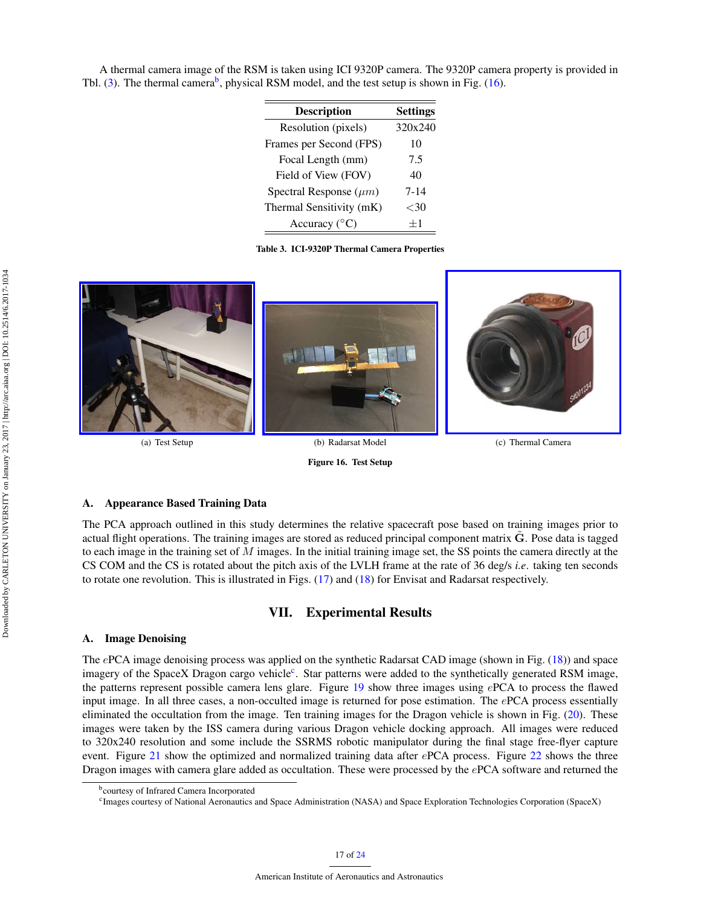A thermal camera image of the RSM is taken using ICI 9320P camera. The 9320P camera property is provided in Tbl. (3). The thermal camera[b], physical RSM model, and the test setup is shown in Fig. (16).

| Description | Settings |
|---|---|
| Resolution (pixels) | 320x240 |
| Frames per Second (FPS) | 10 |
| Focal Length (mm) | 7.5 |
| Field of View (FOV) | 40 |
| Spectral Response ($\mu m$) | 7-14 |
| Thermal Sensitivity (mK) | $<$30 |
| Accuracy (°C) | $\pm$1 |

**Table 3. ICI-9320P Thermal Camera Properties**

(a) Test Setup (b) Radarsat Model (c) Thermal Camera

**Figure 16. Test Setup**

### A. Appearance Based Training Data

The PCA approach outlined in this study determines the relative spacecraft pose based on training images prior to actual flight operations. The training images are stored as reduced principal component matrix $\tilde{\mathbf{G}}$. Pose data is tagged to each image in the training set of $M$ images. In the initial training image set, the SS points the camera directly at the CS COM and the CS is rotated about the pitch axis of the LVLH frame at the rate of 36 deg/s *i.e.* taking ten seconds to rotate one revolution. This is illustrated in Figs. (17) and (18) for Envisat and Radarsat respectively.

## VII. Experimental Results

### A. Image Denoising

The $e$PCA image denoising process was applied on the synthetic Radarsat CAD image (shown in Fig. (18)) and space imagery of the SpaceX Dragon cargo vehicle[c]. Star patterns were added to the synthetically generated RSM image, the patterns represent possible camera lens glare. Figure 19 show three images using $e$PCA to process the flawed input image. In all three cases, a non-occulted image is returned for pose estimation. The $e$PCA process essentially eliminated the occultation from the image. Ten training images for the Dragon vehicle is shown in Fig. (20). These images were taken by the ISS camera during various Dragon vehicle docking approach. All images were reduced to 320x240 resolution and some include the SSRMS robotic manipulator during the final stage free-flyer capture event. Figure 21 show the optimized and normalized training data after $e$PCA process. Figure 22 shows the three Dragon images with camera glare added as occultation. These were processed by the $e$PCA software and returned the

[b] courtesy of Infrared Camera Incorporated

[c] Images courtesy of National Aeronautics and Space Administration (NASA) and Space Exploration Technologies Corporation (SpaceX)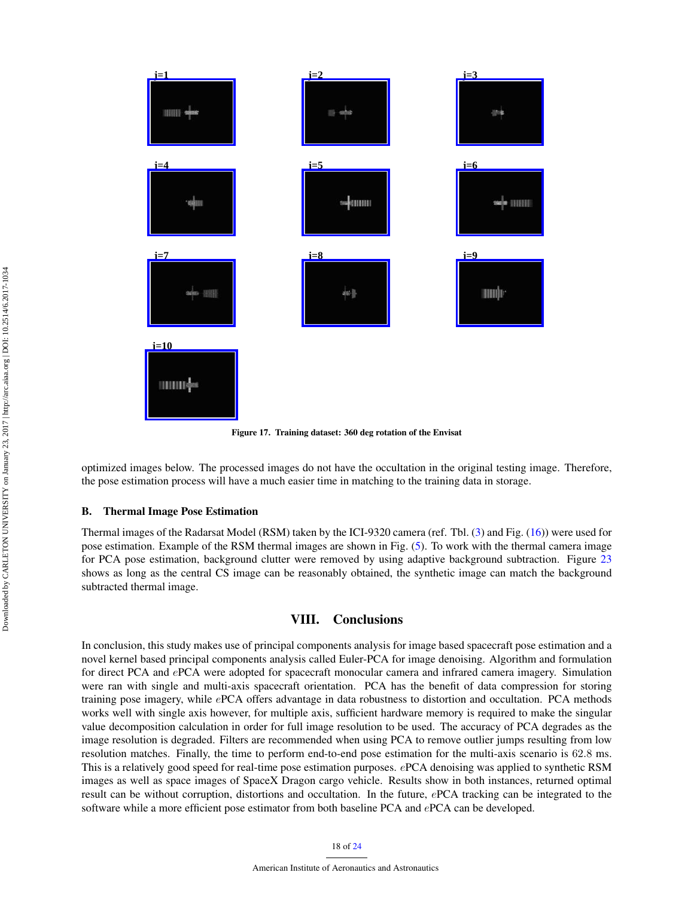Figure 17. Training dataset: 360 deg rotation of the Envisat

optimized images below. The processed images do not have the occultation in the original testing image. Therefore, the pose estimation process will have a much easier time in matching to the training data in storage.

### B. Thermal Image Pose Estimation

Thermal images of the Radarsat Model (RSM) taken by the ICI-9320 camera (ref. Tbl. (3) and Fig. (16)) were used for pose estimation. Example of the RSM thermal images are shown in Fig. (5). To work with the thermal camera image for PCA pose estimation, background clutter were removed by using adaptive background subtraction. Figure 23 shows as long as the central CS image can be reasonably obtained, the synthetic image can match the background subtracted thermal image.

## VIII. Conclusions

In conclusion, this study makes use of principal components analysis for image based spacecraft pose estimation and a novel kernel based principal components analysis called Euler-PCA for image denoising. Algorithm and formulation for direct PCA and $e$PCA were adopted for spacecraft monocular camera and infrared camera imagery. Simulation were ran with single and multi-axis spacecraft orientation. PCA has the benefit of data compression for storing training pose imagery, while $e$PCA offers advantage in data robustness to distortion and occultation. PCA methods works well with single axis however, for multiple axis, sufficient hardware memory is required to make the singular value decomposition calculation in order for full image resolution to be used. The accuracy of PCA degrades as the image resolution is degraded. Filters are recommended when using PCA to remove outlier jumps resulting from low resolution matches. Finally, the time to perform end-to-end pose estimation for the multi-axis scenario is $62.8$ ms. This is a relatively good speed for real-time pose estimation purposes. $e$PCA denoising was applied to synthetic RSM images as well as space images of SpaceX Dragon cargo vehicle. Results show in both instances, returned optimal result can be without corruption, distortions and occultation. In the future, $e$PCA tracking can be integrated to the software while a more efficient pose estimator from both baseline PCA and $e$PCA can be developed.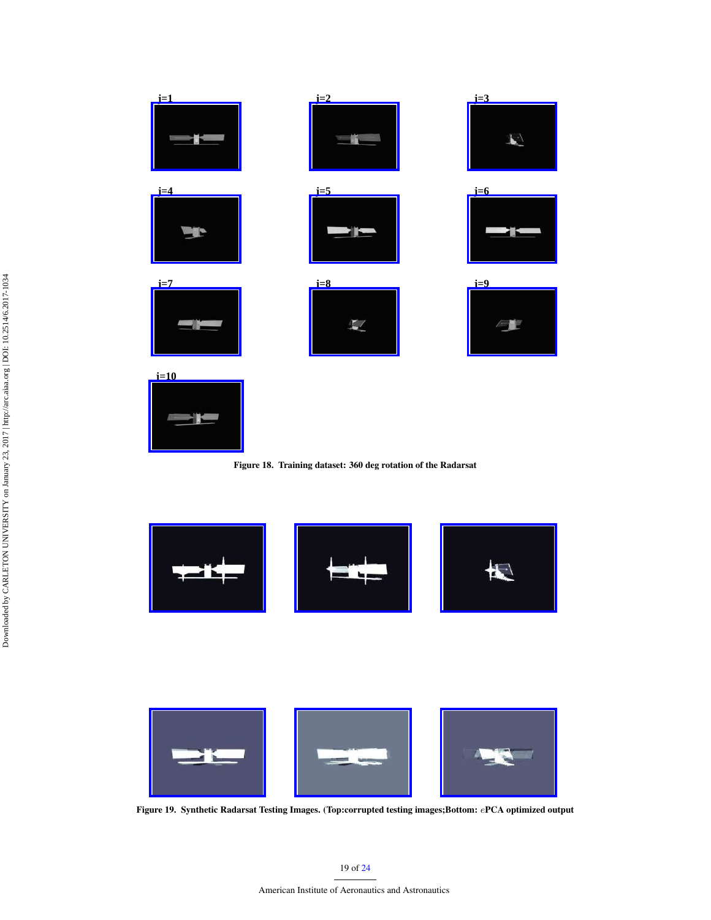j=1

j=2

j=3

j=4

j=5

j=6

j=7

j=8

j=9

j=10

**Figure 18. Training dataset: 360 deg rotation of the Radarsat**

**Figure 19. Synthetic Radarsat Testing Images. (Top:corrupted testing images;Bottom: $e$PCA optimized output**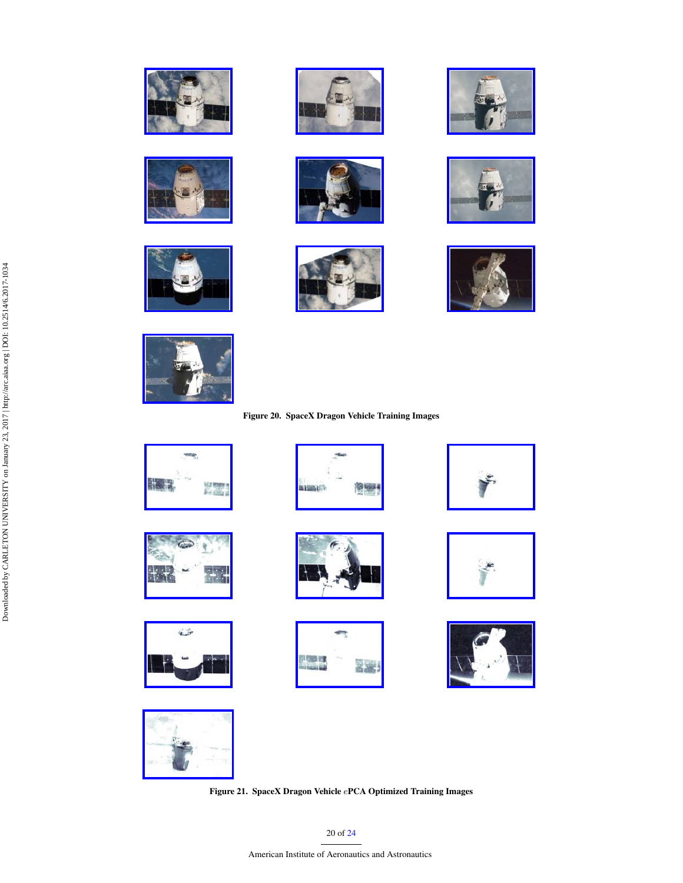**Figure 20. SpaceX Dragon Vehicle Training Images**

**Figure 21. SpaceX Dragon Vehicle $\epsilon$PCA Optimized Training Images**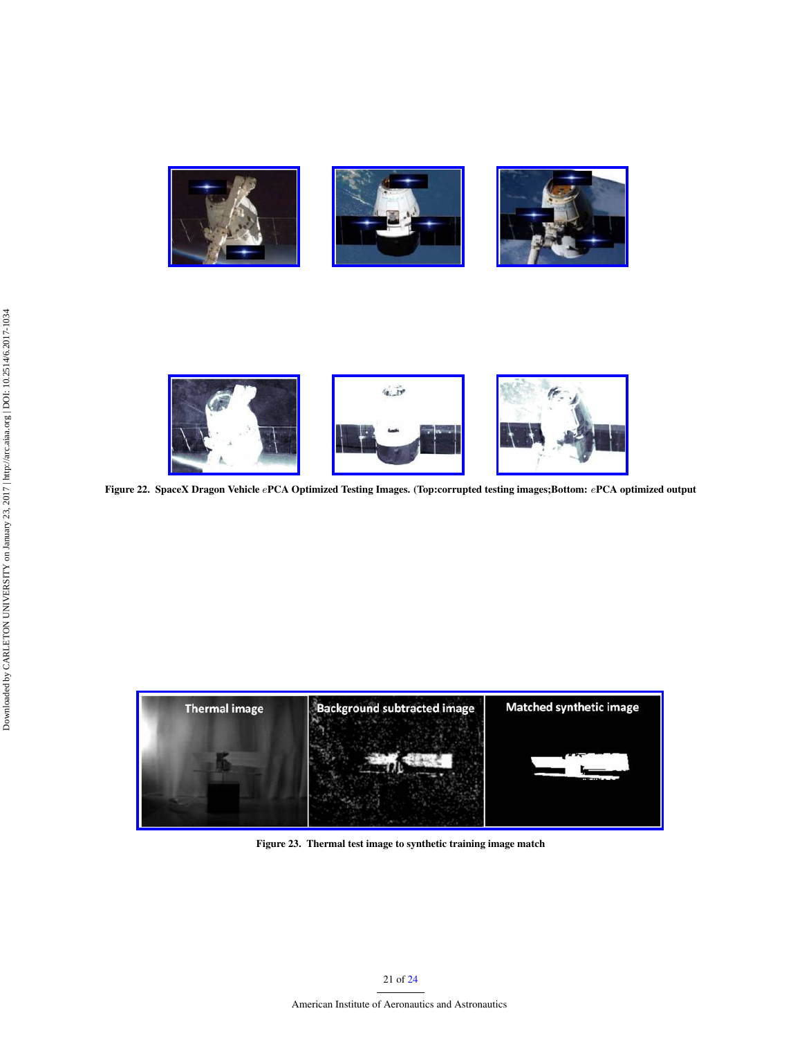Figure 22. SpaceX Dragon Vehicle $e$PCA Optimized Testing Images. (Top:corrupted testing images;Bottom: $e$PCA optimized output

Figure 23. Thermal test image to synthetic training image match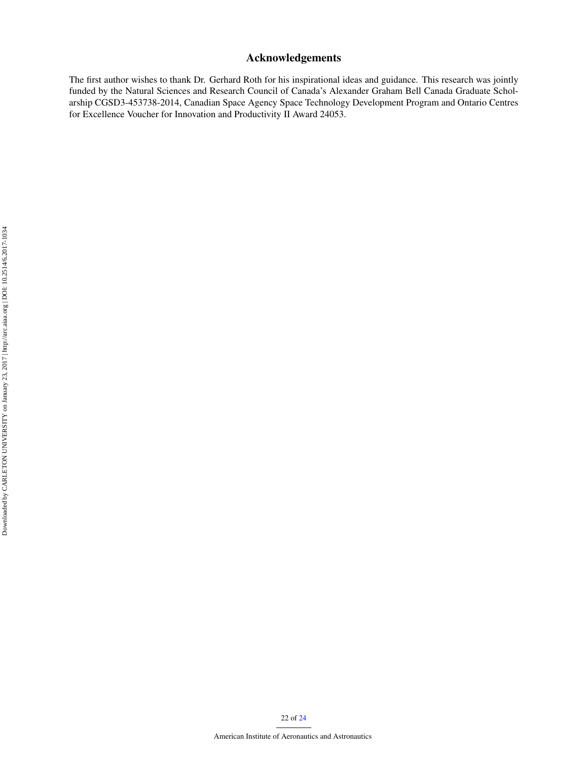## Acknowledgements

The first author wishes to thank Dr. Gerhard Roth for his inspirational ideas and guidance. This research was jointly funded by the Natural Sciences and Research Council of Canada's Alexander Graham Bell Canada Graduate Scholarship CGSD3-453738-2014, Canadian Space Agency Space Technology Development Program and Ontario Centres for Excellence Voucher for Innovation and Productivity II Award 24053.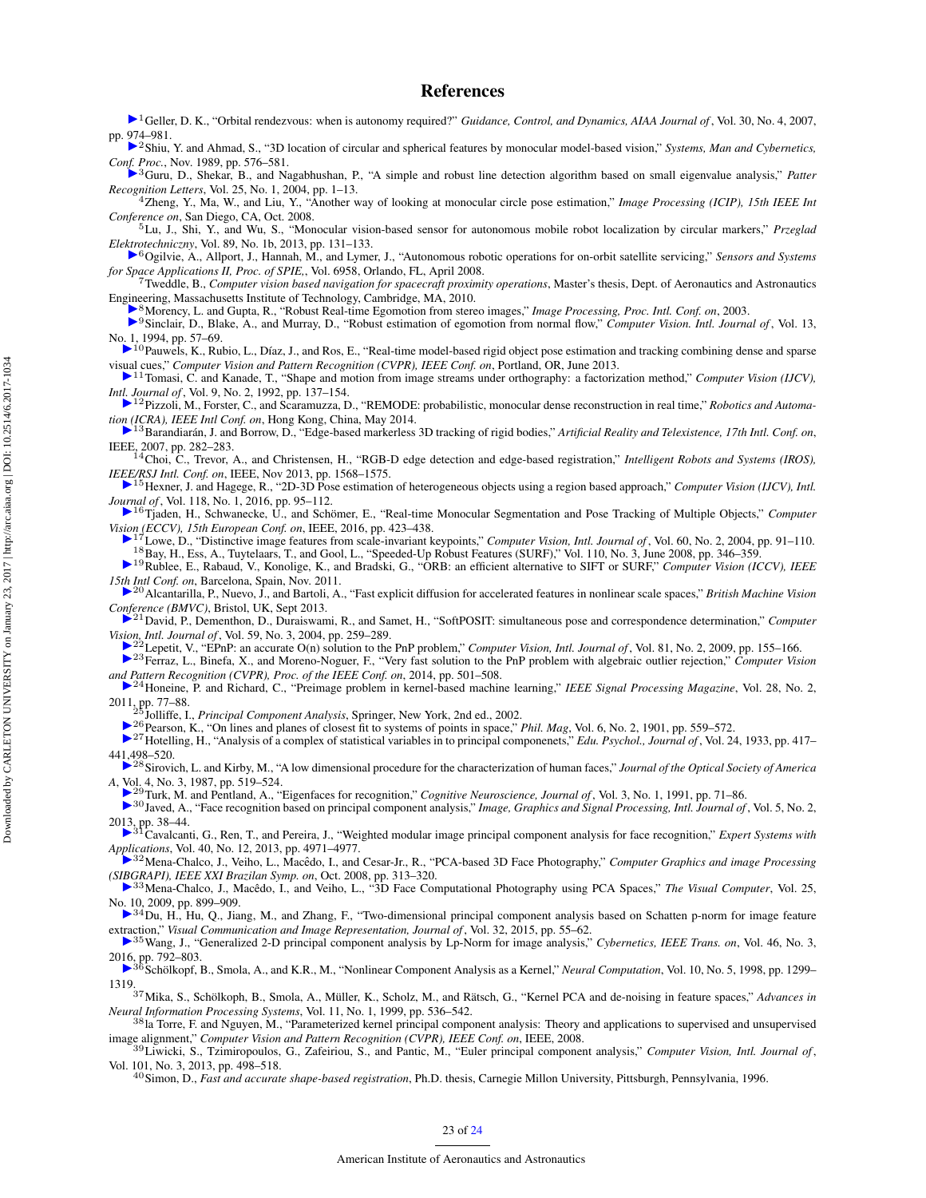# References

[1] Geller, D. K., "Orbital rendezvous: when is autonomy required?" *Guidance, Control, and Dynamics, AIAA Journal of*, Vol. 30, No. 4, 2007, pp. 974–981.

[2] Shiu, Y. and Ahmad, S., "3D location of circular and spherical features by monocular model-based vision," *Systems, Man and Cybernetics, Conf. Proc.*, Nov. 1989, pp. 576–581.

[3] Guru, D., Shekar, B., and Nagabhushan, P., "A simple and robust line detection algorithm based on small eigenvalue analysis," *Patter Recognition Letters*, Vol. 25, No. 1, 2004, pp. 1–13.

[4] Zheng, Y., Ma, W., and Liu, Y., "Another way of looking at monocular circle pose estimation," *Image Processing (ICIP), 15th IEEE Int Conference on*, San Diego, CA, Oct. 2008.

[5] Lu, J., Shi, Y., and Wu, S., "Monocular vision-based sensor for autonomous mobile robot localization by circular markers," *Przeglad Elektrotechniczny*, Vol. 89, No. 1b, 2013, pp. 131–133.

[6] Ogilvie, A., Allport, J., Hannah, M., and Lymer, J., "Autonomous robotic operations for on-orbit satellite servicing," *Sensors and Systems for Space Applications II, Proc. of SPIE,*, Vol. 6958, Orlando, FL, April 2008.

[7] Tweddle, B., *Computer vision based navigation for spacecraft proximity operations*, Master's thesis, Dept. of Aeronautics and Astronautics Engineering, Massachusetts Institute of Technology, Cambridge, MA, 2010.

[8] Morency, L. and Gupta, R., "Robust Real-time Egomotion from stereo images," *Image Processing, Proc. Intl. Conf. on*, 2003.

[9] Sinclair, D., Blake, A., and Murray, D., "Robust estimation of egomotion from normal flow," *Computer Vision. Intl. Journal of*, Vol. 13, No. 1, 1994, pp. 57–69.

[10] Pauwels, K., Rubio, L., Díaz, J., and Ros, E., "Real-time model-based rigid object pose estimation and tracking combining dense and sparse visual cues," *Computer Vision and Pattern Recognition (CVPR), IEEE Conf. on*, Portland, OR, June 2013.

[11] Tomasi, C. and Kanade, T., "Shape and motion from image streams under orthography: a factorization method," *Computer Vision (IJCV), Intl. Journal of*, Vol. 9, No. 2, 1992, pp. 137–154.

[12] Pizzoli, M., Forster, C., and Scaramuzza, D., "REMODE: probabilistic, monocular dense reconstruction in real time," *Robotics and Automation (ICRA), IEEE Intl Conf. on*, Hong Kong, China, May 2014.

[13] Barandiarán, J. and Borrow, D., "Edge-based markerless 3D tracking of rigid bodies," *Artificial Reality and Telexistence, 17th Intl. Conf. on*, IEEE, 2007, pp. 282–283.

[14] Choi, C., Trevor, A., and Christensen, H., "RGB-D edge detection and edge-based registration," *Intelligent Robots and Systems (IROS), IEEE/RSJ Intl. Conf. on*, IEEE, Nov 2013, pp. 1568–1575.

[15] Hexner, J. and Hagege, R., "2D-3D Pose estimation of heterogeneous objects using a region based approach," *Computer Vision (IJCV), Intl. Journal of*, Vol. 118, No. 1, 2016, pp. 95–112.

[16] Tjaden, H., Schwanecke, U., and Schömer, E., "Real-time Monocular Segmentation and Pose Tracking of Multiple Objects," *Computer Vision (ECCV), 15th European Conf. on*, IEEE, 2016, pp. 423–438.

[17] Lowe, D., "Distinctive image features from scale-invariant keypoints," *Computer Vision, Intl. Journal of*, Vol. 60, No. 2, 2004, pp. 91–110.

[18] Bay, H., Ess, A., Tuytelaars, T., and Gool, L., "Speeded-Up Robust Features (SURF)," Vol. 110, No. 3, June 2008, pp. 346–359.

[19] Rublee, E., Rabaud, V., Konolige, K., and Bradski, G., "ORB: an efficient alternative to SIFT or SURF," *Computer Vision (ICCV), IEEE 15th Intl Conf. on*, Barcelona, Spain, Nov. 2011.

[20] Alcantarilla, P., Nuevo, J., and Bartoli, A., "Fast explicit diffusion for accelerated features in nonlinear scale spaces," *British Machine Vision Conference (BMVC)*, Bristol, UK, Sept 2013.

[21] David, P., Dementhon, D., Duraiswami, R., and Samet, H., "SoftPOSIT: simultaneous pose and correspondence determination," *Computer Vision, Intl. Journal of*, Vol. 59, No. 3, 2004, pp. 259–289.

[22] Lepetit, V., "EPnP: an accurate O(n) solution to the PnP problem," *Computer Vision, Intl. Journal of*, Vol. 81, No. 2, 2009, pp. 155–166.

[23] Ferraz, L., Binefa, X., and Moreno-Noguer, F., "Very fast solution to the PnP problem with algebraic outlier rejection," *Computer Vision and Pattern Recognition (CVPR), Proc. of the IEEE Conf. on*, 2014, pp. 501–508.

[24] Honeine, P. and Richard, C., "Preimage problem in kernel-based machine learning," *IEEE Signal Processing Magazine*, Vol. 28, No. 2, 2011, pp. 77–88.

[25] Jolliffe, I., *Principal Component Analysis*, Springer, New York, 2nd ed., 2002.

[26] Pearson, K., "On lines and planes of closest fit to systems of points in space," *Phil. Mag*, Vol. 6, No. 2, 1901, pp. 559–572.

[27] Hotelling, H., "Analysis of a complex of statistical variables in to principal componenets," *Edu. Psychol., Journal of*, Vol. 24, 1933, pp. 417–441,498–520.

[28] Sirovich, L. and Kirby, M., "A low dimensional procedure for the characterization of human faces," *Journal of the Optical Society of America A*, Vol. 4, No. 3, 1987, pp. 519–524.

[29] Turk, M. and Pentland, A., "Eigenfaces for recognition," *Cognitive Neuroscience, Journal of*, Vol. 3, No. 1, 1991, pp. 71–86.

[30] Javed, A., "Face recognition based on principal component analysis," *Image, Graphics and Signal Processing, Intl. Journal of*, Vol. 5, No. 2, 2013, pp. 38–44.

[31] Cavalcanti, G., Ren, T., and Pereira, J., "Weighted modular image principal component analysis for face recognition," *Expert Systems with Applications*, Vol. 40, No. 12, 2013, pp. 4971–4977.

[32] Mena-Chalco, J., Veiho, L., Macêdo, I., and Cesar-Jr., R., "PCA-based 3D Face Photography," *Computer Graphics and image Processing (SIBGRAPI), IEEE XXI Brazilan Symp. on*, Oct. 2008, pp. 313–320.

[33] Mena-Chalco, J., Macêdo, I., and Veiho, L., "3D Face Computational Photography using PCA Spaces," *The Visual Computer*, Vol. 25, No. 10, 2009, pp. 899–909.

[34] Du, H., Hu, Q., Jiang, M., and Zhang, F., "Two-dimensional principal component analysis based on Schatten p-norm for image feature extraction," *Visual Communication and Image Representation, Journal of*, Vol. 32, 2015, pp. 55–62.

[35] Wang, J., "Generalized 2-D principal component analysis by Lp-Norm for image analysis," *Cybernetics, IEEE Trans. on*, Vol. 46, No. 3, 2016, pp. 792–803.

[36] Schölkopf, B., Smola, A., and K.R., M., "Nonlinear Component Analysis as a Kernel," *Neural Computation*, Vol. 10, No. 5, 1998, pp. 1299–1319.

[37] Mika, S., Schölkoph, B., Smola, A., Müller, K., Scholz, M., and Rätsch, G., "Kernel PCA and de-noising in feature spaces," *Advances in Neural Information Processing Systems*, Vol. 11, No. 1, 1999, pp. 536–542.

[38] la Torre, F. and Nguyen, M., "Parameterized kernel principal component analysis: Theory and applications to supervised and unsupervised image alignment," *Computer Vision and Pattern Recognition (CVPR), IEEE Conf. on*, IEEE, 2008.

[39] Liwicki, S., Tzimiropoulos, G., Zafeiriou, S., and Pantic, M., "Euler principal component analysis," *Computer Vision, Intl. Journal of*, Vol. 101, No. 3, 2013, pp. 498–518.

[40] Simon, D., *Fast and accurate shape-based registration*, Ph.D. thesis, Carnegie Millon University, Pittsburgh, Pennsylvania, 1996.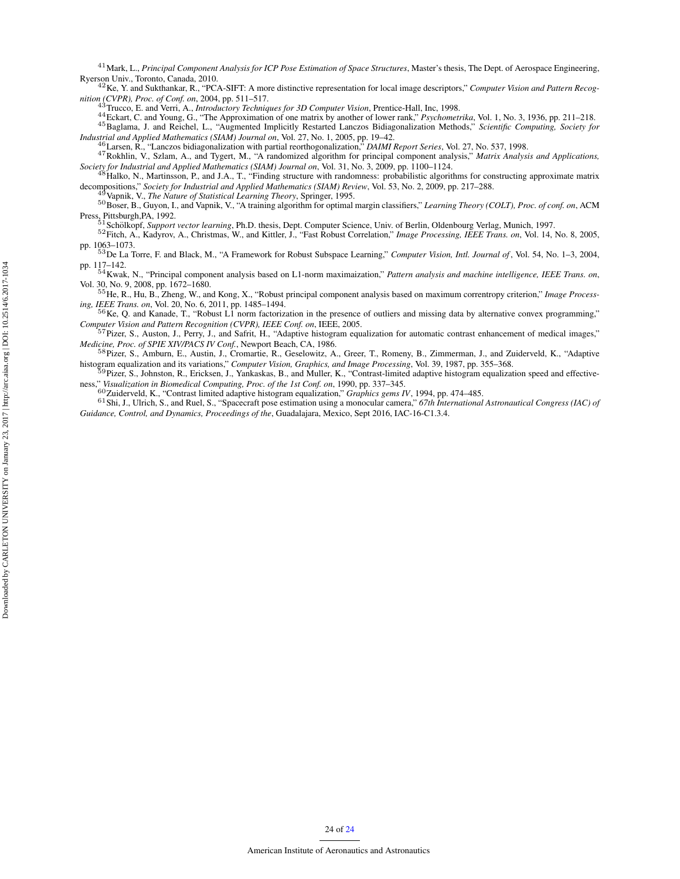[41] Mark, L., *Principal Component Analysis for ICP Pose Estimation of Space Structures*, Master's thesis, The Dept. of Aerospace Engineering, Ryerson Univ., Toronto, Canada, 2010.

[42] Ke, Y. and Sukthankar, R., "PCA-SIFT: A more distinctive representation for local image descriptors," *Computer Vision and Pattern Recognition (CVPR), Proc. of Conf. on*, 2004, pp. 511–517.

[43] Trucco, E. and Verri, A., *Introductory Techniques for 3D Computer Vision*, Prentice-Hall, Inc, 1998.

[44] Eckart, C. and Young, G., "The Approximation of one matrix by another of lower rank," *Psychometrika*, Vol. 1, No. 3, 1936, pp. 211–218.

[45] Baglama, J. and Reichel, L., "Augmented Implicitly Restarted Lanczos Bidiagonalization Methods," *Scientific Computing, Society for Industrial and Applied Mathematics (SIAM) Journal on*, Vol. 27, No. 1, 2005, pp. 19–42.

[46] Larsen, R., "Lanczos bidiagonalization with partial reorthogonalization," *DAIMI Report Series*, Vol. 27, No. 537, 1998.

[47] Rokhlin, V., Szlam, A., and Tygert, M., "A randomized algorithm for principal component analysis," *Matrix Analysis and Applications, Society for Industrial and Applied Mathematics (SIAM) Journal on*, Vol. 31, No. 3, 2009, pp. 1100–1124.

[48] Halko, N., Martinsson, P., and J.A., T., "Finding structure with randomness: probabilistic algorithms for constructing approximate matrix decompositions," *Society for Industrial and Applied Mathematics (SIAM) Review*, Vol. 53, No. 2, 2009, pp. 217–288.

[49] Vapnik, V., *The Nature of Statistical Learning Theory*, Springer, 1995.

[50] Boser, B., Guyon, I., and Vapnik, V., "A training algorithm for optimal margin classifiers," *Learning Theory (COLT), Proc. of conf. on*, ACM Press, Pittsburgh,PA, 1992.

[51] Schölkopf, *Support vector learning*, Ph.D. thesis, Dept. Computer Science, Univ. of Berlin, Oldenbourg Verlag, Munich, 1997.

[52] Fitch, A., Kadyrov, A., Christmas, W., and Kittler, J., "Fast Robust Correlation," *Image Processing, IEEE Trans. on*, Vol. 14, No. 8, 2005, pp. 1063–1073.

[53] De La Torre, F. and Black, M., "A Framework for Robust Subspace Learning," *Computer Vision, Intl. Journal of*, Vol. 54, No. 1–3, 2004, pp. 117–142.

[54] Kwak, N., "Principal component analysis based on L1-norm maximaization," *Pattern analysis and machine intelligence, IEEE Trans. on*, Vol. 30, No. 9, 2008, pp. 1672–1680.

[55] He, R., Hu, B., Zheng, W., and Kong, X., "Robust principal component analysis based on maximum correntropy criterion," *Image Processing, IEEE Trans. on*, Vol. 20, No. 6, 2011, pp. 1485–1494.

[56] Ke, Q. and Kanade, T., "Robust L1 norm factorization in the presence of outliers and missing data by alternative convex programming," *Computer Vision and Pattern Recognition (CVPR), IEEE Conf. on*, IEEE, 2005.

[57] Pizer, S., Auston, J., Perry, J., and Safrit, H., "Adaptive histogram equalization for automatic contrast enhancement of medical images," *Medicine, Proc. of SPIE XIV/PACS IV Conf.*, Newport Beach, CA, 1986.

[58] Pizer, S., Amburn, E., Austin, J., Cromartie, R., Geselowitz, A., Greer, T., Romeny, B., Zimmerman, J., and Zuiderveld, K., "Adaptive histogram equalization and its variations," *Computer Vision, Graphics, and Image Processing*, Vol. 39, 1987, pp. 355–368.

[59] Pizer, S., Johnston, R., Ericksen, J., Yankaskas, B., and Muller, K., "Contrast-limited adaptive histogram equalization speed and effectiveness," *Visualization in Biomedical Computing, Proc. of the 1st Conf. on*, 1990, pp. 337–345.

[60] Zuiderveld, K., "Contrast limited adaptive histogram equalization," *Graphics gems IV*, 1994, pp. 474–485.

[61] Shi, J., Ulrich, S., and Ruel, S., "Spacecraft pose estimation using a monocular camera," *67th International Astronautical Congress (IAC) of Guidance, Control, and Dynamics, Proceedings of the*, Guadalajara, Mexico, Sept 2016, IAC-16-C1.3.4.